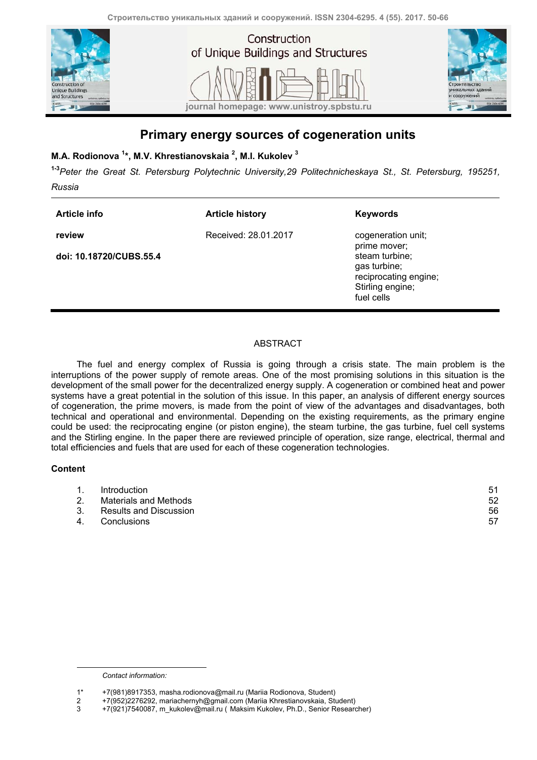# Primary energy sources of cogeneration units

**M.A. Rodionova [1]*, M.V. Khrestianovskaia [2], M.I. Kukolev [3]**

[1-3] *Peter the Great St. Petersburg Polytechnic University, 29 Politechnicheskaya St., St. Petersburg, 195251, Russia*

| Article info | Article history | Keywords |
|---|---|---|
| **review** | Received: 28.01.2017 | cogeneration unit; prime mover; steam turbine; gas turbine; reciprocating engine; Stirling engine; fuel cells |
| **doi: 10.18720/CUBS.55.4** | | |

## ABSTRACT

The fuel and energy complex of Russia is going through a crisis state. The main problem is the interruptions of the power supply of remote areas. One of the most promising solutions in this situation is the development of the small power for the decentralized energy supply. A cogeneration or combined heat and power systems have a great potential in the solution of this issue. In this paper, an analysis of different energy sources of cogeneration, the prime movers, is made from the point of view of the advantages and disadvantages, both technical and operational and environmental. Depending on the existing requirements, as the primary engine could be used: the reciprocating engine (or piston engine), the steam turbine, the gas turbine, fuel cell systems and the Stirling engine. In the paper there are reviewed principle of operation, size range, electrical, thermal and total efficiencies and fuels that are used for each of these cogeneration technologies.

**Content**

| | | |
|---|---|---|
| 1. | Introduction | 51 |
| 2. | Materials and Methods | 52 |
| 3. | Results and Discussion | 56 |
| 4. | Conclusions | 57 |

*Contact information:*

1* +7(981)8917353, masha.rodionova@mail.ru (Mariia Rodionova, Student)
2 +7(952)2276292, mariachernyh@gmail.com (Mariia Khrestianovskaia, Student)
3 +7(921)7540087, m_kukolev@mail.ru ( Maksim Kukolev, Ph.D., Senior Researcher)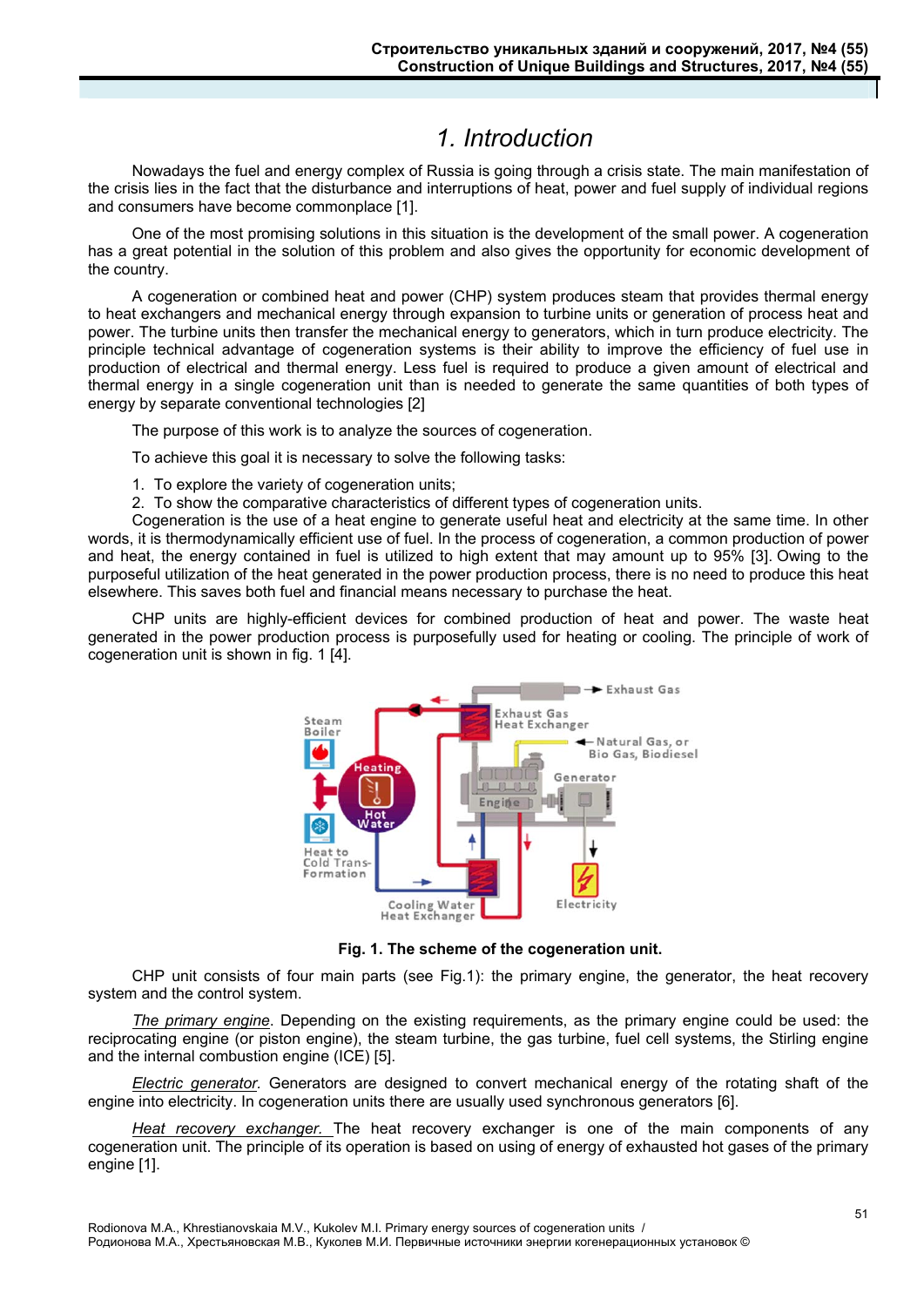# 1. Introduction

Nowadays the fuel and energy complex of Russia is going through a crisis state. The main manifestation of the crisis lies in the fact that the disturbance and interruptions of heat, power and fuel supply of individual regions and consumers have become commonplace [1].

One of the most promising solutions in this situation is the development of the small power. A cogeneration has a great potential in the solution of this problem and also gives the opportunity for economic development of the country.

A cogeneration or combined heat and power (CHP) system produces steam that provides thermal energy to heat exchangers and mechanical energy through expansion to turbine units or generation of process heat and power. The turbine units then transfer the mechanical energy to generators, which in turn produce electricity. The principle technical advantage of cogeneration systems is their ability to improve the efficiency of fuel use in production of electrical and thermal energy. Less fuel is required to produce a given amount of electrical and thermal energy in a single cogeneration unit than is needed to generate the same quantities of both types of energy by separate conventional technologies [2]

The purpose of this work is to analyze the sources of cogeneration.

To achieve this goal it is necessary to solve the following tasks:

1. To explore the variety of cogeneration units;
2. To show the comparative characteristics of different types of cogeneration units.

Cogeneration is the use of a heat engine to generate useful heat and electricity at the same time. In other words, it is thermodynamically efficient use of fuel. In the process of cogeneration, a common production of power and heat, the energy contained in fuel is utilized to high extent that may amount up to 95% [3]. Owing to the purposeful utilization of the heat generated in the power production process, there is no need to produce this heat elsewhere. This saves both fuel and financial means necessary to purchase the heat.

CHP units are highly-efficient devices for combined production of heat and power. The waste heat generated in the power production process is purposefully used for heating or cooling. The principle of work of cogeneration unit is shown in fig. 1 [4].

Exhaust Gas
Steam Boiler
Exhaust Gas Heat Exchanger
Natural Gas, or Bio Gas, Biodiesel
Heating
Hot Water
Generator
Engine
Heat to Cold Trans-Formation
Cooling Water Heat Exchanger
Electricity

**Fig. 1. The scheme of the cogeneration unit.**

CHP unit consists of four main parts (see Fig.1): the primary engine, the generator, the heat recovery system and the control system.

*The primary engine*. Depending on the existing requirements, as the primary engine could be used: the reciprocating engine (or piston engine), the steam turbine, the gas turbine, fuel cell systems, the Stirling engine and the internal combustion engine (ICE) [5].

*Electric generator*. Generators are designed to convert mechanical energy of the rotating shaft of the engine into electricity. In cogeneration units there are usually used synchronous generators [6].

*Heat recovery exchanger.* The heat recovery exchanger is one of the main components of any cogeneration unit. The principle of its operation is based on using of energy of exhausted hot gases of the primary engine [1].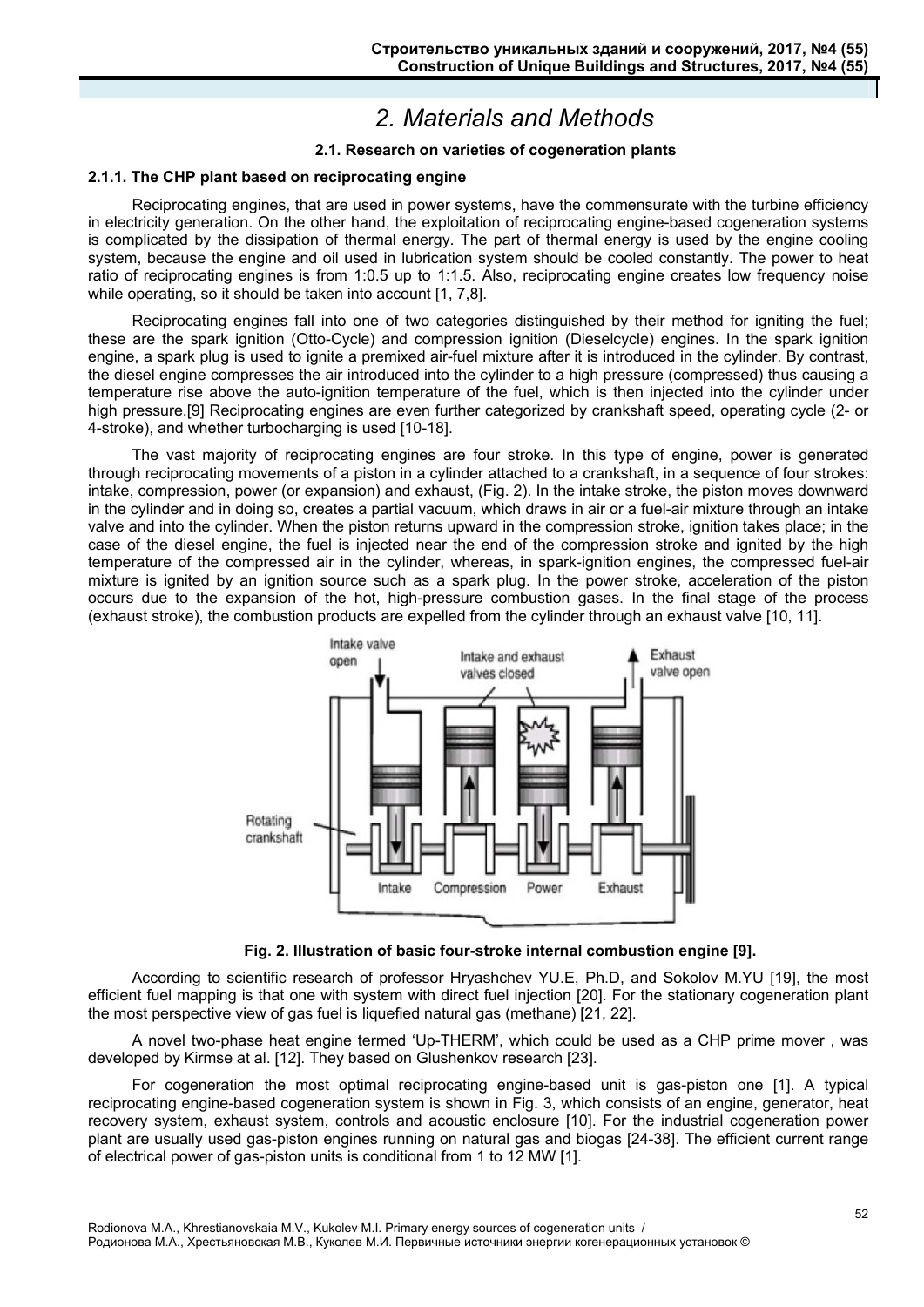# 2. Materials and Methods

### 2.1. Research on varieties of cogeneration plants

#### 2.1.1. The CHP plant based on reciprocating engine

Reciprocating engines, that are used in power systems, have the commensurate with the turbine efficiency in electricity generation. On the other hand, the exploitation of reciprocating engine-based cogeneration systems is complicated by the dissipation of thermal energy. The part of thermal energy is used by the engine cooling system, because the engine and oil used in lubrication system should be cooled constantly. The power to heat ratio of reciprocating engines is from 1:0.5 up to 1:1.5. Also, reciprocating engine creates low frequency noise while operating, so it should be taken into account [1, 7,8].

Reciprocating engines fall into one of two categories distinguished by their method for igniting the fuel; these are the spark ignition (Otto-Cycle) and compression ignition (Dieselcycle) engines. In the spark ignition engine, a spark plug is used to ignite a premixed air-fuel mixture after it is introduced in the cylinder. By contrast, the diesel engine compresses the air introduced into the cylinder to a high pressure (compressed) thus causing a temperature rise above the auto-ignition temperature of the fuel, which is then injected into the cylinder under high pressure.[9] Reciprocating engines are even further categorized by crankshaft speed, operating cycle (2- or 4-stroke), and whether turbocharging is used [10-18].

The vast majority of reciprocating engines are four stroke. In this type of engine, power is generated through reciprocating movements of a piston in a cylinder attached to a crankshaft, in a sequence of four strokes: intake, compression, power (or expansion) and exhaust, (Fig. 2). In the intake stroke, the piston moves downward in the cylinder and in doing so, creates a partial vacuum, which draws in air or a fuel-air mixture through an intake valve and into the cylinder. When the piston returns upward in the compression stroke, ignition takes place; in the case of the diesel engine, the fuel is injected near the end of the compression stroke and ignited by the high temperature of the compressed air in the cylinder, whereas, in spark-ignition engines, the compressed fuel-air mixture is ignited by an ignition source such as a spark plug. In the power stroke, acceleration of the piston occurs due to the expansion of the hot, high-pressure combustion gases. In the final stage of the process (exhaust stroke), the combustion products are expelled from the cylinder through an exhaust valve [10, 11].

Intake valve open
Intake and exhaust valves closed
Exhaust valve open
Rotating crankshaft
Intake
Compression
Power
Exhaust

**Fig. 2. Illustration of basic four-stroke internal combustion engine [9].**

According to scientific research of professor Hryashchev YU.E, Ph.D, and Sokolov M.YU [19], the most efficient fuel mapping is that one with system with direct fuel injection [20]. For the stationary cogeneration plant the most perspective view of gas fuel is liquefied natural gas (methane) [21, 22].

A novel two-phase heat engine termed 'Up-THERM', which could be used as a CHP prime mover , was developed by Kirmse at al. [12]. They based on Glushenkov research [23].

For cogeneration the most optimal reciprocating engine-based unit is gas-piston one [1]. A typical reciprocating engine-based cogeneration system is shown in Fig. 3, which consists of an engine, generator, heat recovery system, exhaust system, controls and acoustic enclosure [10]. For the industrial cogeneration power plant are usually used gas-piston engines running on natural gas and biogas [24-38]. The efficient current range of electrical power of gas-piston units is conditional from 1 to 12 MW [1].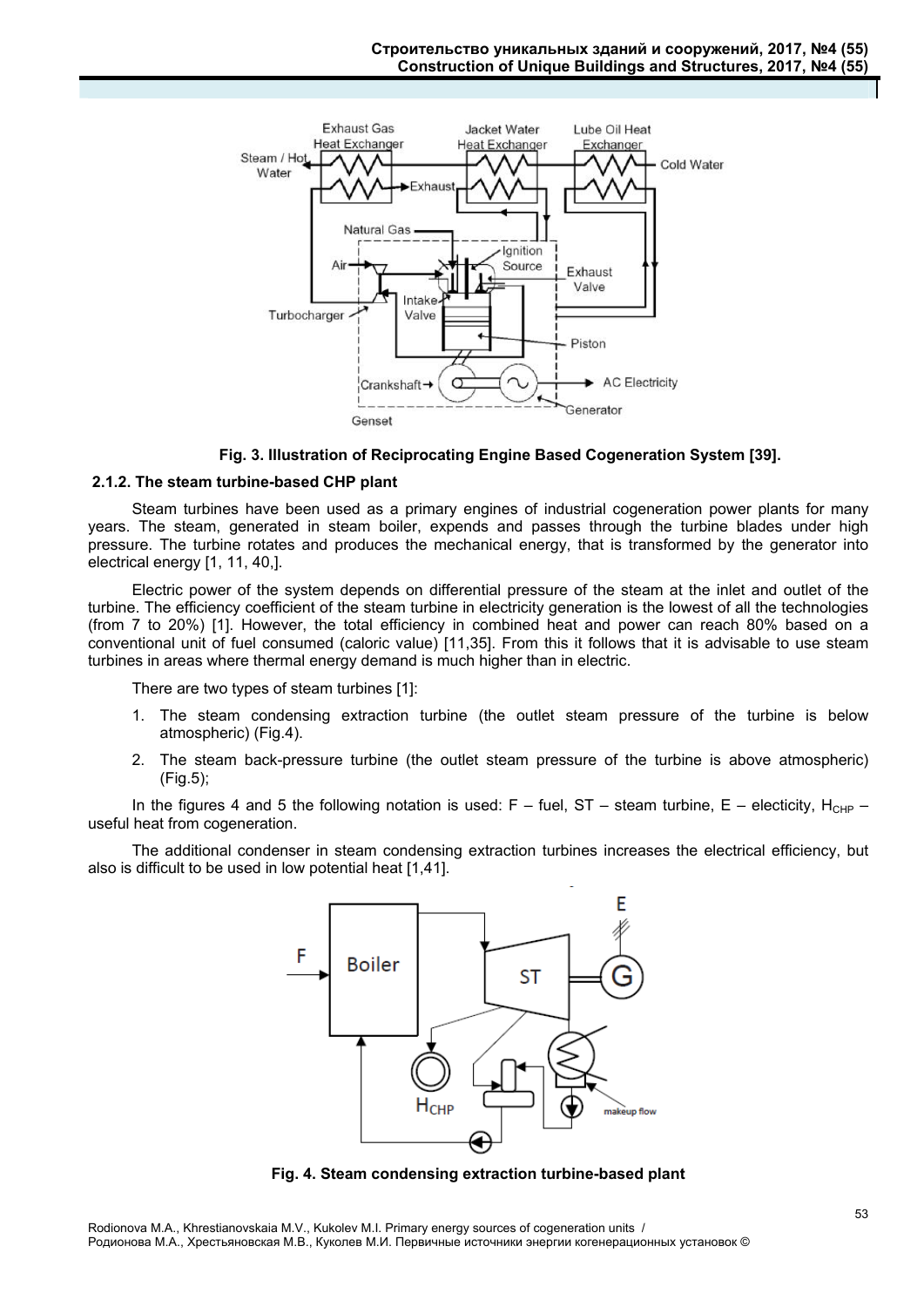Fig. 3. Illustration of Reciprocating Engine Based Cogeneration System [39].

**2.1.2. The steam turbine-based CHP plant**

Steam turbines have been used as a primary engines of industrial cogeneration power plants for many years. The steam, generated in steam boiler, expends and passes through the turbine blades under high pressure. The turbine rotates and produces the mechanical energy, that is transformed by the generator into electrical energy [1, 11, 40,].

Electric power of the system depends on differential pressure of the steam at the inlet and outlet of the turbine. The efficiency coefficient of the steam turbine in electricity generation is the lowest of all the technologies (from 7 to 20%) [1]. However, the total efficiency in combined heat and power can reach 80% based on a conventional unit of fuel consumed (caloric value) [11,35]. From this it follows that it is advisable to use steam turbines in areas where thermal energy demand is much higher than in electric.

There are two types of steam turbines [1]:

1. The steam condensing extraction turbine (the outlet steam pressure of the turbine is below atmospheric) (Fig.4).
2. The steam back-pressure turbine (the outlet steam pressure of the turbine is above atmospheric) (Fig.5);

In the figures 4 and 5 the following notation is used: F – fuel, ST – steam turbine, E – electicity, $H_{CHP}$ – useful heat from cogeneration.

The additional condenser in steam condensing extraction turbines increases the electrical efficiency, but also is difficult to be used in low potential heat [1,41].

Fig. 4. Steam condensing extraction turbine-based plant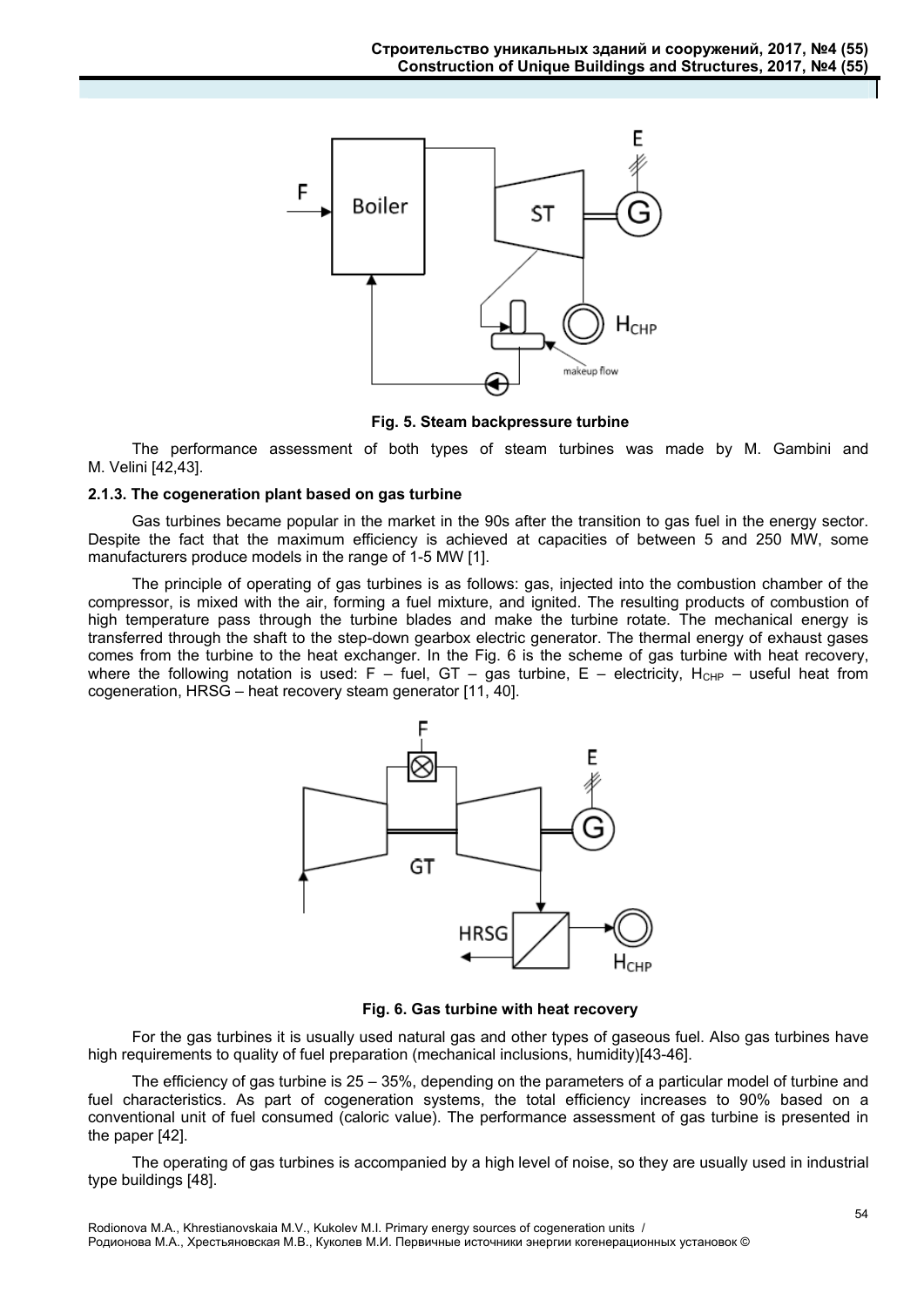F

Boiler

ST

E

G

$H_{CHP}$

makeup flow

**Fig. 5. Steam backpressure turbine**

The performance assessment of both types of steam turbines was made by M. Gambini and M. Velini [42,43].

### 2.1.3. The cogeneration plant based on gas turbine

Gas turbines became popular in the market in the 90s after the transition to gas fuel in the energy sector. Despite the fact that the maximum efficiency is achieved at capacities of between 5 and 250 MW, some manufacturers produce models in the range of 1-5 MW [1].

The principle of operating of gas turbines is as follows: gas, injected into the combustion chamber of the compressor, is mixed with the air, forming a fuel mixture, and ignited. The resulting products of combustion of high temperature pass through the turbine blades and make the turbine rotate. The mechanical energy is transferred through the shaft to the step-down gearbox electric generator. The thermal energy of exhaust gases comes from the turbine to the heat exchanger. In the Fig. 6 is the scheme of gas turbine with heat recovery, where the following notation is used: F – fuel, GT – gas turbine, E – electricity, $H_{CHP}$ – useful heat from cogeneration, HRSG – heat recovery steam generator [11, 40].

F

E

G

GT

HRSG

$H_{CHP}$

**Fig. 6. Gas turbine with heat recovery**

For the gas turbines it is usually used natural gas and other types of gaseous fuel. Also gas turbines have high requirements to quality of fuel preparation (mechanical inclusions, humidity)[43-46].

The efficiency of gas turbine is 25 – 35%, depending on the parameters of a particular model of turbine and fuel characteristics. As part of cogeneration systems, the total efficiency increases to 90% based on a conventional unit of fuel consumed (caloric value). The performance assessment of gas turbine is presented in the paper [42].

The operating of gas turbines is accompanied by a high level of noise, so they are usually used in industrial type buildings [48].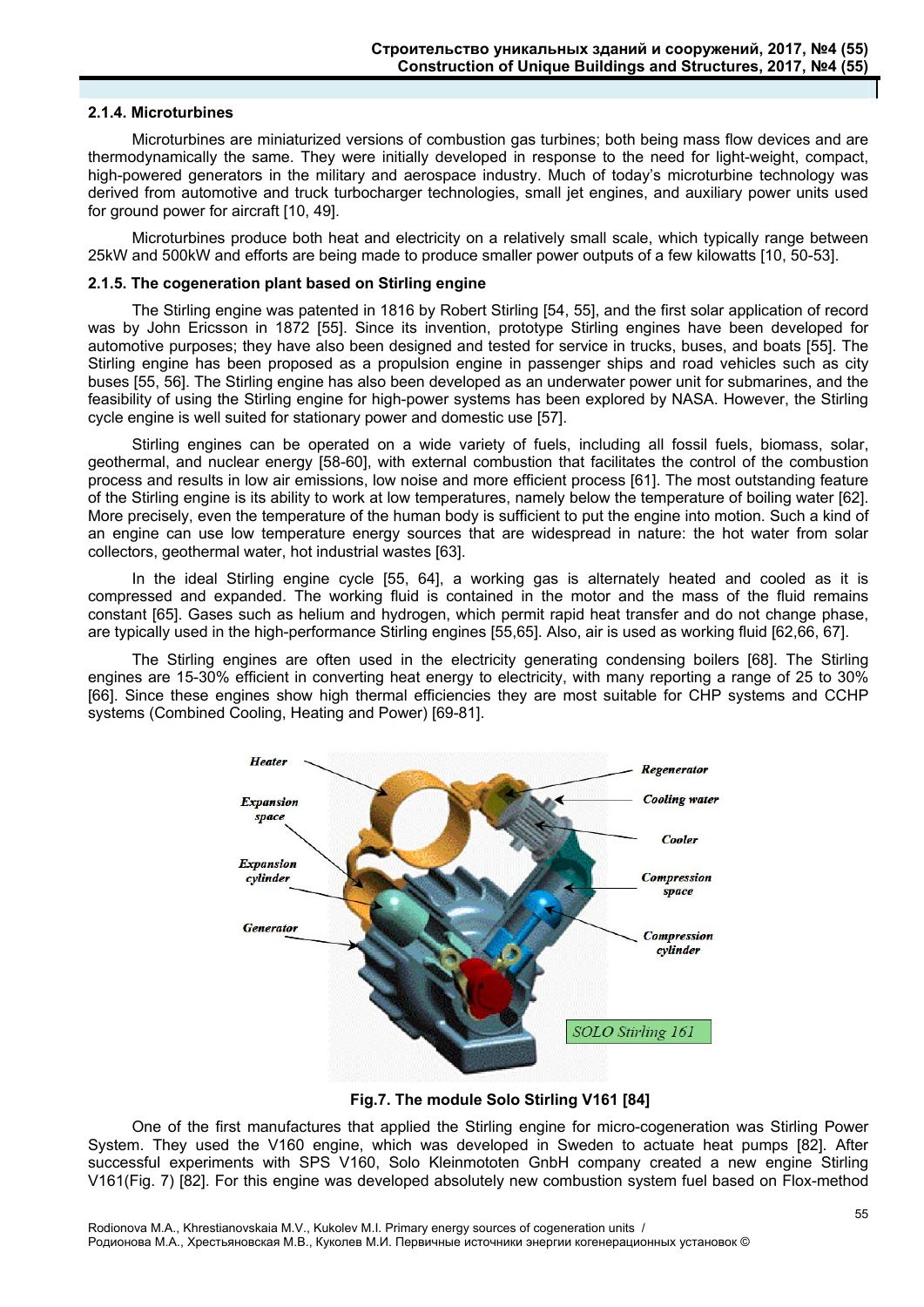### 2.1.4. Microturbines

Microturbines are miniaturized versions of combustion gas turbines; both being mass flow devices and are thermodynamically the same. They were initially developed in response to the need for light-weight, compact, high-powered generators in the military and aerospace industry. Much of today's microturbine technology was derived from automotive and truck turbocharger technologies, small jet engines, and auxiliary power units used for ground power for aircraft [10, 49].

Microturbines produce both heat and electricity on a relatively small scale, which typically range between 25kW and 500kW and efforts are being made to produce smaller power outputs of a few kilowatts [10, 50-53].

### 2.1.5. The cogeneration plant based on Stirling engine

The Stirling engine was patented in 1816 by Robert Stirling [54, 55], and the first solar application of record was by John Ericsson in 1872 [55]. Since its invention, prototype Stirling engines have been developed for automotive purposes; they have also been designed and tested for service in trucks, buses, and boats [55]. The Stirling engine has been proposed as a propulsion engine in passenger ships and road vehicles such as city buses [55, 56]. The Stirling engine has also been developed as an underwater power unit for submarines, and the feasibility of using the Stirling engine for high-power systems has been explored by NASA. However, the Stirling cycle engine is well suited for stationary power and domestic use [57].

Stirling engines can be operated on a wide variety of fuels, including all fossil fuels, biomass, solar, geothermal, and nuclear energy [58-60], with external combustion that facilitates the control of the combustion process and results in low air emissions, low noise and more efficient process [61]. The most outstanding feature of the Stirling engine is its ability to work at low temperatures, namely below the temperature of boiling water [62]. More precisely, even the temperature of the human body is sufficient to put the engine into motion. Such a kind of an engine can use low temperature energy sources that are widespread in nature: the hot water from solar collectors, geothermal water, hot industrial wastes [63].

In the ideal Stirling engine cycle [55, 64], a working gas is alternately heated and cooled as it is compressed and expanded. The working fluid is contained in the motor and the mass of the fluid remains constant [65]. Gases such as helium and hydrogen, which permit rapid heat transfer and do not change phase, are typically used in the high-performance Stirling engines [55,65]. Also, air is used as working fluid [62,66, 67].

The Stirling engines are often used in the electricity generating condensing boilers [68]. The Stirling engines are 15-30% efficient in converting heat energy to electricity, with many reporting a range of 25 to 30% [66]. Since these engines show high thermal efficiencies they are most suitable for CHP systems and CCHP systems (Combined Cooling, Heating and Power) [69-81].

Heater
Regenerator
Expansion space
Cooling water
Cooler
Expansion cylinder
Compression space
Generator
Compression cylinder
SOLO Stirling 161

**Fig.7. The module Solo Stirling V161 [84]**

One of the first manufactures that applied the Stirling engine for micro-cogeneration was Stirling Power System. They used the V160 engine, which was developed in Sweden to actuate heat pumps [82]. After successful experiments with SPS V160, Solo Kleinmototen GnbH company created a new engine Stirling V161(Fig. 7) [82]. For this engine was developed absolutely new combustion system fuel based on Flox-method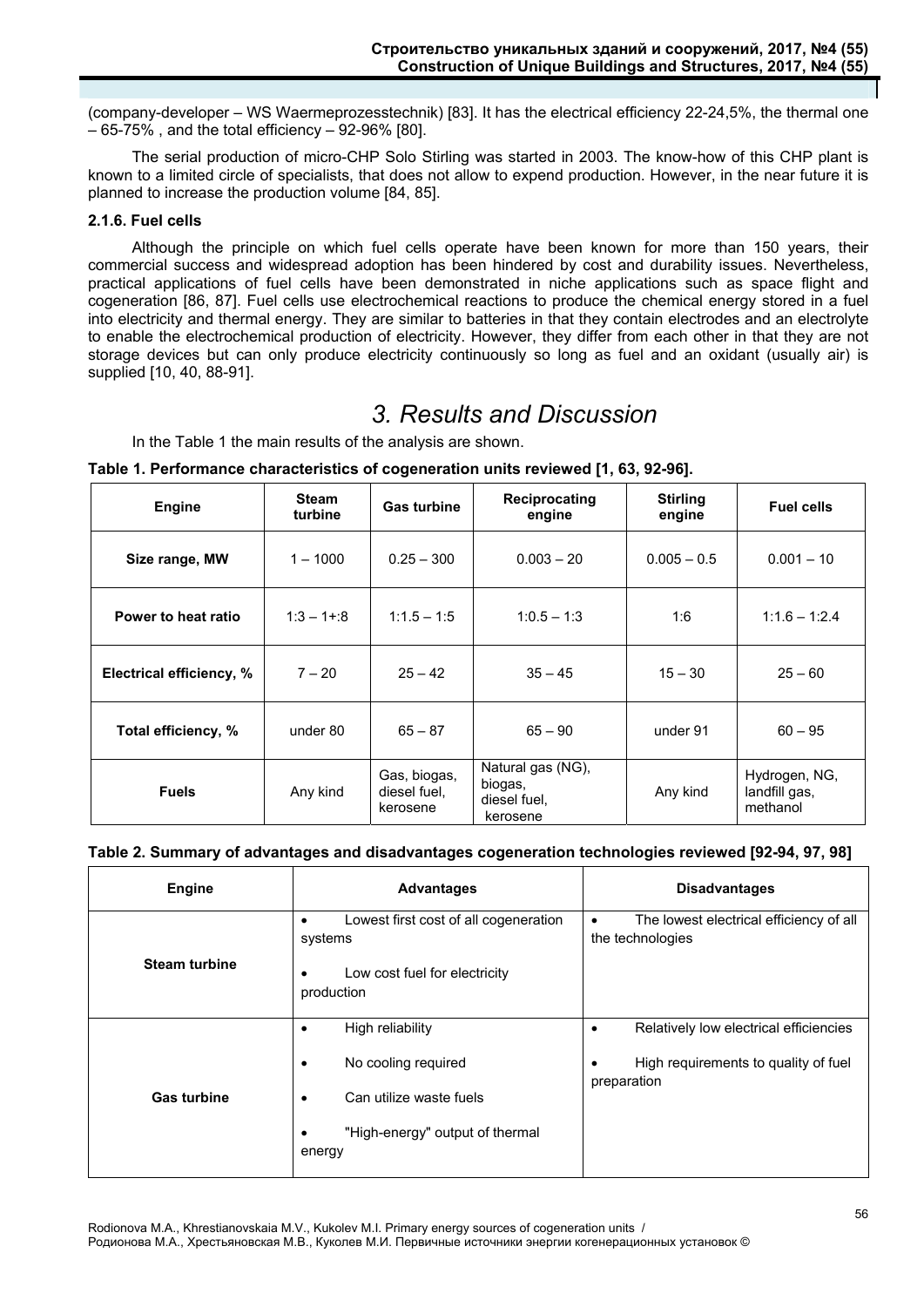(company-developer – WS Waermeprozesstechnik) [83]. It has the electrical efficiency 22-24,5%, the thermal one – 65-75% , and the total efficiency – 92-96% [80].

The serial production of micro-CHP Solo Stirling was started in 2003. The know-how of this CHP plant is known to a limited circle of specialists, that does not allow to expend production. However, in the near future it is planned to increase the production volume [84, 85].

### 2.1.6. Fuel cells

Although the principle on which fuel cells operate have been known for more than 150 years, their commercial success and widespread adoption has been hindered by cost and durability issues. Nevertheless, practical applications of fuel cells have been demonstrated in niche applications such as space flight and cogeneration [86, 87]. Fuel cells use electrochemical reactions to produce the chemical energy stored in a fuel into electricity and thermal energy. They are similar to batteries in that they contain electrodes and an electrolyte to enable the electrochemical production of electricity. However, they differ from each other in that they are not storage devices but can only produce electricity continuously so long as fuel and an oxidant (usually air) is supplied [10, 40, 88-91].

# 3. Results and Discussion

In the Table 1 the main results of the analysis are shown.

**Table 1. Performance characteristics of cogeneration units reviewed [1, 63, 92-96].**

| Engine | Steam turbine | Gas turbine | Reciprocating engine | Stirling engine | Fuel cells |
|---|---|---|---|---|---|
| Size range, MW | 1 – 1000 | 0.25 – 300 | 0.003 – 20 | 0.005 – 0.5 | 0.001 – 10 |
| Power to heat ratio | 1:3 – 1+:8 | 1:1.5 – 1:5 | 1:0.5 – 1:3 | 1:6 | 1:1.6 – 1:2.4 |
| Electrical efficiency, % | 7 – 20 | 25 – 42 | 35 – 45 | 15 – 30 | 25 – 60 |
| Total efficiency, % | under 80 | 65 – 87 | 65 – 90 | under 91 | 60 – 95 |
| Fuels | Any kind | Gas, biogas, diesel fuel, kerosene | Natural gas (NG), biogas, diesel fuel, kerosene | Any kind | Hydrogen, NG, landfill gas, methanol |

**Table 2. Summary of advantages and disadvantages cogeneration technologies reviewed [92-94, 97, 98]**

| Engine | Advantages | Disadvantages |
|---|---|---|
| Steam turbine | • Lowest first cost of all cogeneration systems<br>• Low cost fuel for electricity production | • The lowest electrical efficiency of all the technologies |
| Gas turbine | • High reliability<br>• No cooling required<br>• Can utilize waste fuels<br>• "High-energy" output of thermal energy | • Relatively low electrical efficiencies<br>• High requirements to quality of fuel preparation |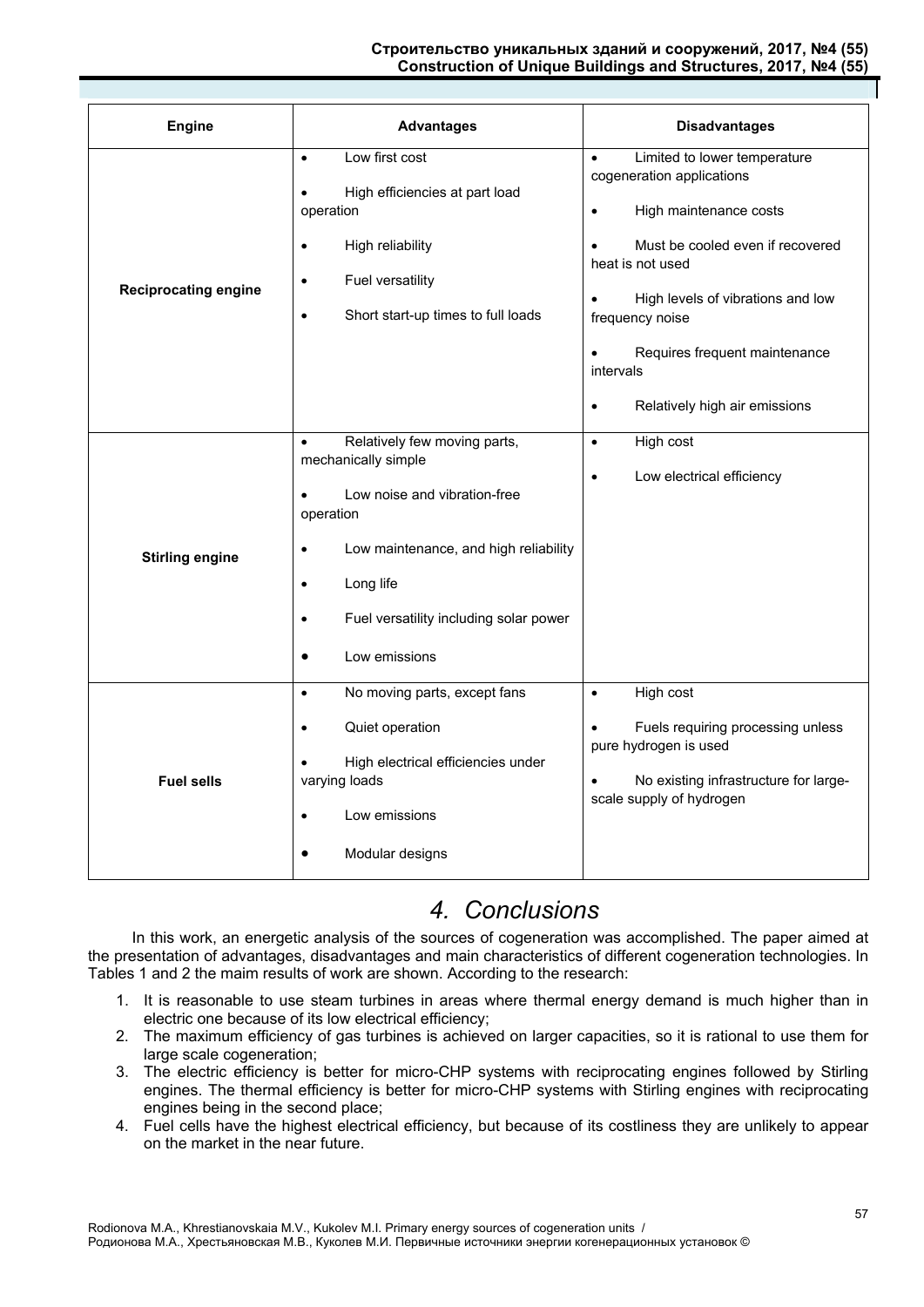| Engine | Advantages | Disadvantages |
|---|---|---|
| **Reciprocating engine** | • Low first cost<br>• High efficiencies at part load operation<br>• High reliability<br>• Fuel versatility<br>• Short start-up times to full loads | • Limited to lower temperature cogeneration applications<br>• High maintenance costs<br>• Must be cooled even if recovered heat is not used<br>• High levels of vibrations and low frequency noise<br>• Requires frequent maintenance intervals<br>• Relatively high air emissions |
| **Stirling engine** | • Relatively few moving parts, mechanically simple<br>• Low noise and vibration-free operation<br>• Low maintenance, and high reliability<br>• Long life<br>• Fuel versatility including solar power<br>• Low emissions | • High cost<br>• Low electrical efficiency |
| **Fuel sells** | • No moving parts, except fans<br>• Quiet operation<br>• High electrical efficiencies under varying loads<br>• Low emissions<br>• Modular designs | • High cost<br>• Fuels requiring processing unless pure hydrogen is used<br>• No existing infrastructure for large-scale supply of hydrogen |

## *4. Conclusions*

In this work, an energetic analysis of the sources of cogeneration was accomplished. The paper aimed at the presentation of advantages, disadvantages and main characteristics of different cogeneration technologies. In Tables 1 and 2 the maim results of work are shown. According to the research:

1. It is reasonable to use steam turbines in areas where thermal energy demand is much higher than in electric one because of its low electrical efficiency;
2. The maximum efficiency of gas turbines is achieved on larger capacities, so it is rational to use them for large scale cogeneration;
3. The electric efficiency is better for micro-CHP systems with reciprocating engines followed by Stirling engines. The thermal efficiency is better for micro-CHP systems with Stirling engines with reciprocating engines being in the second place;
4. Fuel cells have the highest electrical efficiency, but because of its costliness they are unlikely to appear on the market in the near future.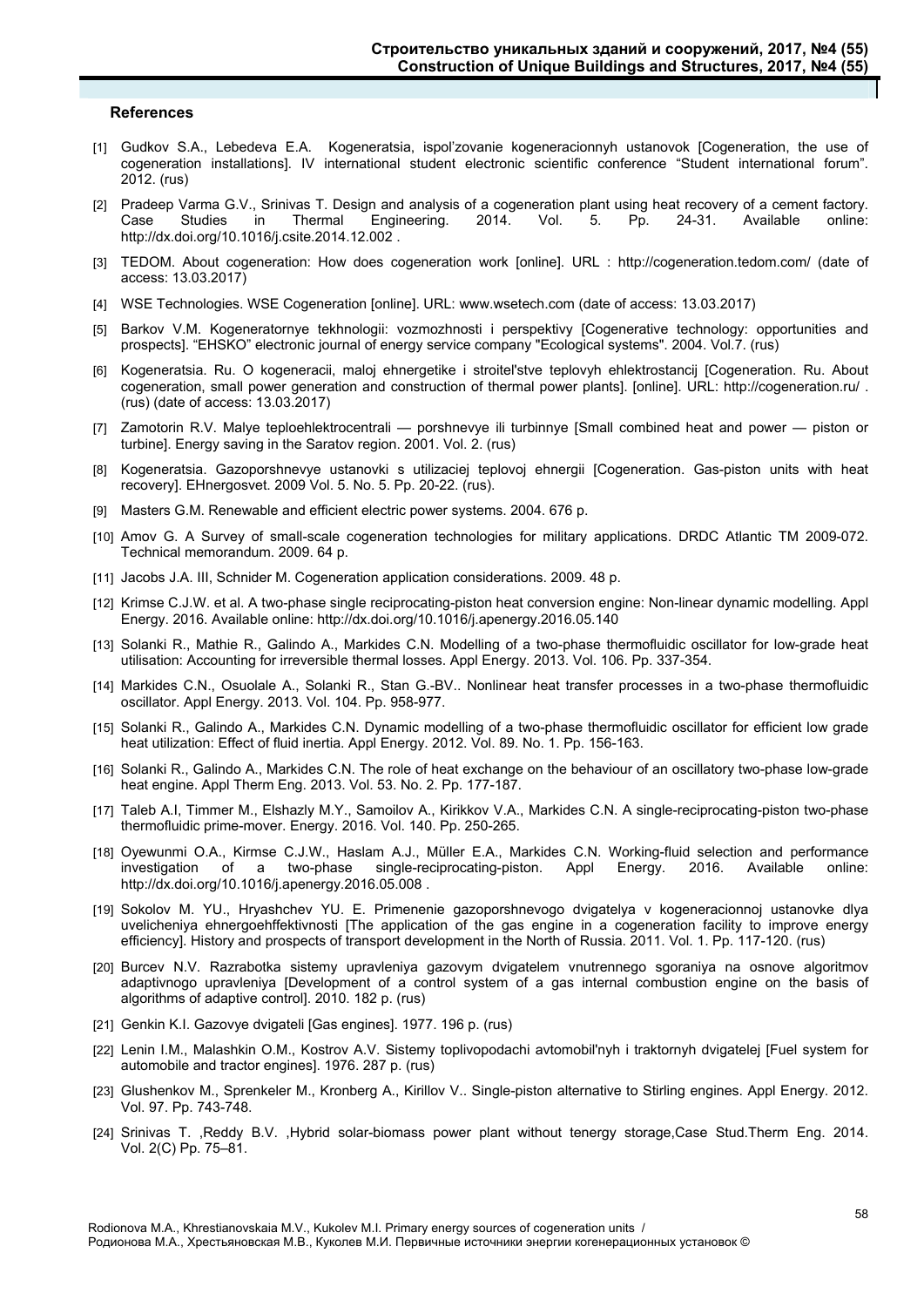## References

[1] Gudkov S.A., Lebedeva E.A. Kogeneratsia, ispol'zovanie kogeneracionnyh ustanovok [Cogeneration, the use of cogeneration installations]. IV international student electronic scientific conference “Student international forum”. 2012. (rus)

[2] Pradeep Varma G.V., Srinivas T. Design and analysis of a cogeneration plant using heat recovery of a cement factory. Case Studies in Thermal Engineering. 2014. Vol. 5. Pp. 24-31. Available online: http://dx.doi.org/10.1016/j.csite.2014.12.002 .

[3] TEDOM. About cogeneration: How does cogeneration work [online]. URL : http://cogeneration.tedom.com/ (date of access: 13.03.2017)

[4] WSE Technologies. WSE Cogeneration [online]. URL: www.wsetech.com (date of access: 13.03.2017)

[5] Barkov V.M. Kogeneratornye tekhnologii: vozmozhnosti i perspektivy [Cogenerative technology: opportunities and prospects]. “EHSKO” electronic journal of energy service company "Ecological systems". 2004. Vol.7. (rus)

[6] Kogeneratsia. Ru. O kogeneracii, maloj ehnergetike i stroitel'stve teplovyh ehlektrostancij [Cogeneration. Ru. About cogeneration, small power generation and construction of thermal power plants]. [online]. URL: http://cogeneration.ru/ . (rus) (date of access: 13.03.2017)

[7] Zamotorin R.V. Malye teploehlektrocentrali — porshnevye ili turbinnye [Small combined heat and power — piston or turbine]. Energy saving in the Saratov region. 2001. Vol. 2. (rus)

[8] Kogeneratsia. Gazoporshnevye ustanovki s utilizaciej teplovoj ehnergii [Cogeneration. Gas-piston units with heat recovery]. EHnergosvet. 2009 Vol. 5. No. 5. Pp. 20-22. (rus).

[9] Masters G.M. Renewable and efficient electric power systems. 2004. 676 p.

[10] Amov G. A Survey of small-scale cogeneration technologies for military applications. DRDC Atlantic TM 2009-072. Technical memorandum. 2009. 64 p.

[11] Jacobs J.A. III, Schnider M. Cogeneration application considerations. 2009. 48 p.

[12] Krimse C.J.W. et al. A two-phase single reciprocating-piston heat conversion engine: Non-linear dynamic modelling. Appl Energy. 2016. Available online: http://dx.doi.org/10.1016/j.apenergy.2016.05.140

[13] Solanki R., Mathie R., Galindo A., Markides C.N. Modelling of a two-phase thermofluidic oscillator for low-grade heat utilisation: Accounting for irreversible thermal losses. Appl Energy. 2013. Vol. 106. Pp. 337-354.

[14] Markides C.N., Osuolale A., Solanki R., Stan G.-BV.. Nonlinear heat transfer processes in a two-phase thermofluidic oscillator. Appl Energy. 2013. Vol. 104. Pp. 958-977.

[15] Solanki R., Galindo A., Markides C.N. Dynamic modelling of a two-phase thermofluidic oscillator for efficient low grade heat utilization: Effect of fluid inertia. Appl Energy. 2012. Vol. 89. No. 1. Pp. 156-163.

[16] Solanki R., Galindo A., Markides C.N. The role of heat exchange on the behaviour of an oscillatory two-phase low-grade heat engine. Appl Therm Eng. 2013. Vol. 53. No. 2. Pp. 177-187.

[17] Taleb A.I, Timmer M., Elshazly M.Y., Samoilov A., Kirikkov V.A., Markides C.N. A single-reciprocating-piston two-phase thermofluidic prime-mover. Energy. 2016. Vol. 140. Pp. 250-265.

[18] Oyewunmi O.A., Kirmse C.J.W., Haslam A.J., Müller E.A., Markides C.N. Working-fluid selection and performance investigation of a two-phase single-reciprocating-piston. Appl Energy. 2016. Available online: http://dx.doi.org/10.1016/j.apenergy.2016.05.008 .

[19] Sokolov M. YU., Hryashchev YU. E. Primenenie gazoporshnevogo dvigatelya v kogeneracionnoj ustanovke dlya uvelicheniya ehnergoehffektivnosti [The application of the gas engine in a cogeneration facility to improve energy efficiency]. History and prospects of transport development in the North of Russia. 2011. Vol. 1. Pp. 117-120. (rus)

[20] Burcev N.V. Razrabotka sistemy upravleniya gazovym dvigatelem vnutrennego sgoraniya na osnove algoritmov adaptivnogo upravleniya [Development of a control system of a gas internal combustion engine on the basis of algorithms of adaptive control]. 2010. 182 p. (rus)

[21] Genkin K.I. Gazovye dvigateli [Gas engines]. 1977. 196 p. (rus)

[22] Lenin I.M., Malashkin O.M., Kostrov A.V. Sistemy toplivopodachi avtomobil'nyh i traktornyh dvigatelej [Fuel system for automobile and tractor engines]. 1976. 287 p. (rus)

[23] Glushenkov M., Sprenkeler M., Kronberg A., Kirillov V.. Single-piston alternative to Stirling engines. Appl Energy. 2012. Vol. 97. Pp. 743-748.

[24] Srinivas T. ,Reddy B.V. ,Hybrid solar-biomass power plant without tenergy storage,Case Stud.Therm Eng. 2014. Vol. 2(C) Pp. 75–81.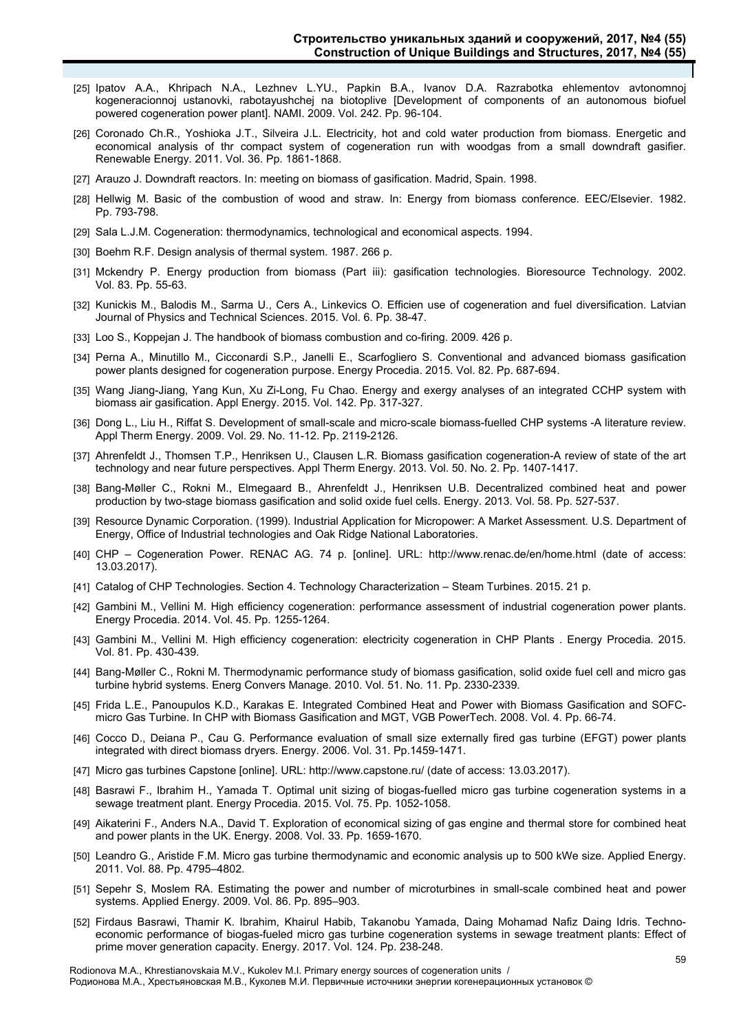[25] Ipatov A.A., Khripach N.A., Lezhnev L.YU., Papkin B.A., Ivanov D.A. Razrabotka ehlementov avtonomnoj kogeneracionnoj ustanovki, rabotayushchej na biotoplive [Development of components of an autonomous biofuel powered cogeneration power plant]. NAMI. 2009. Vol. 242. Pp. 96-104.

[26] Coronado Ch.R., Yoshioka J.T., Silveira J.L. Electricity, hot and cold water production from biomass. Energetic and economical analysis of thr compact system of cogeneration run with woodgas from a small downdraft gasifier. Renewable Energy. 2011. Vol. 36. Pp. 1861-1868.

[27] Arauzo J. Downdraft reactors. In: meeting on biomass of gasification. Madrid, Spain. 1998.

[28] Hellwig M. Basic of the combustion of wood and straw. In: Energy from biomass conference. EEC/Elsevier. 1982. Pp. 793-798.

[29] Sala L.J.M. Cogeneration: thermodynamics, technological and economical aspects. 1994.

[30] Boehm R.F. Design analysis of thermal system. 1987. 266 p.

[31] Mckendry P. Energy production from biomass (Part iii): gasification technologies. Bioresource Technology. 2002. Vol. 83. Pp. 55-63.

[32] Kunickis M., Balodis M., Sarma U., Cers A., Linkevics O. Efficien use of cogeneration and fuel diversification. Latvian Journal of Physics and Technical Sciences. 2015. Vol. 6. Pp. 38-47.

[33] Loo S., Koppejan J. The handbook of biomass combustion and co-firing. 2009. 426 p.

[34] Perna A., Minutillo M., Cicconardi S.P., Janelli E., Scarfogliero S. Conventional and advanced biomass gasification power plants designed for cogeneration purpose. Energy Procedia. 2015. Vol. 82. Pp. 687-694.

[35] Wang Jiang-Jiang, Yang Kun, Xu Zi-Long, Fu Chao. Energy and exergy analyses of an integrated CCHP system with biomass air gasification. Appl Energy. 2015. Vol. 142. Pp. 317-327.

[36] Dong L., Liu H., Riffat S. Development of small-scale and micro-scale biomass-fuelled CHP systems -A literature review. Appl Therm Energy. 2009. Vol. 29. No. 11-12. Pp. 2119-2126.

[37] Ahrenfeldt J., Thomsen T.P., Henriksen U., Clausen L.R. Biomass gasification cogeneration-A review of state of the art technology and near future perspectives. Appl Therm Energy. 2013. Vol. 50. No. 2. Pp. 1407-1417.

[38] Bang-Møller C., Rokni M., Elmegaard B., Ahrenfeldt J., Henriksen U.B. Decentralized combined heat and power production by two-stage biomass gasification and solid oxide fuel cells. Energy. 2013. Vol. 58. Pp. 527-537.

[39] Resource Dynamic Corporation. (1999). Industrial Application for Micropower: A Market Assessment. U.S. Department of Energy, Office of Industrial technologies and Oak Ridge National Laboratories.

[40] CHP – Cogeneration Power. RENAC AG. 74 p. [online]. URL: http://www.renac.de/en/home.html (date of access: 13.03.2017).

[41] Catalog of CHP Technologies. Section 4. Technology Characterization – Steam Turbines. 2015. 21 p.

[42] Gambini M., Vellini M. High efficiency cogeneration: performance assessment of industrial cogeneration power plants. Energy Procedia. 2014. Vol. 45. Pp. 1255-1264.

[43] Gambini M., Vellini M. High efficiency cogeneration: electricity cogeneration in CHP Plants . Energy Procedia. 2015. Vol. 81. Pp. 430-439.

[44] Bang-Møller C., Rokni M. Thermodynamic performance study of biomass gasification, solid oxide fuel cell and micro gas turbine hybrid systems. Energ Convers Manage. 2010. Vol. 51. No. 11. Pp. 2330-2339.

[45] Frida L.E., Panoupulos K.D., Karakas E. Integrated Combined Heat and Power with Biomass Gasification and SOFC-micro Gas Turbine. In CHP with Biomass Gasification and MGT, VGB PowerTech. 2008. Vol. 4. Pp. 66-74.

[46] Cocco D., Deiana P., Cau G. Performance evaluation of small size externally fired gas turbine (EFGT) power plants integrated with direct biomass dryers. Energy. 2006. Vol. 31. Pp.1459-1471.

[47] Micro gas turbines Capstone [online]. URL: http://www.capstone.ru/ (date of access: 13.03.2017).

[48] Basrawi F., Ibrahim H., Yamada T. Optimal unit sizing of biogas-fuelled micro gas turbine cogeneration systems in a sewage treatment plant. Energy Procedia. 2015. Vol. 75. Pp. 1052-1058.

[49] Aikaterini F., Anders N.A., David T. Exploration of economical sizing of gas engine and thermal store for combined heat and power plants in the UK. Energy. 2008. Vol. 33. Pp. 1659-1670.

[50] Leandro G., Aristide F.M. Micro gas turbine thermodynamic and economic analysis up to 500 kWe size. Applied Energy. 2011. Vol. 88. Pp. 4795–4802.

[51] Sepehr S, Moslem RA. Estimating the power and number of microturbines in small-scale combined heat and power systems. Applied Energy. 2009. Vol. 86. Pp. 895–903.

[52] Firdaus Basrawi, Thamir K. Ibrahim, Khairul Habib, Takanobu Yamada, Daing Mohamad Nafiz Daing Idris. Techno-economic performance of biogas-fueled micro gas turbine cogeneration systems in sewage treatment plants: Effect of prime mover generation capacity. Energy. 2017. Vol. 124. Pp. 238-248.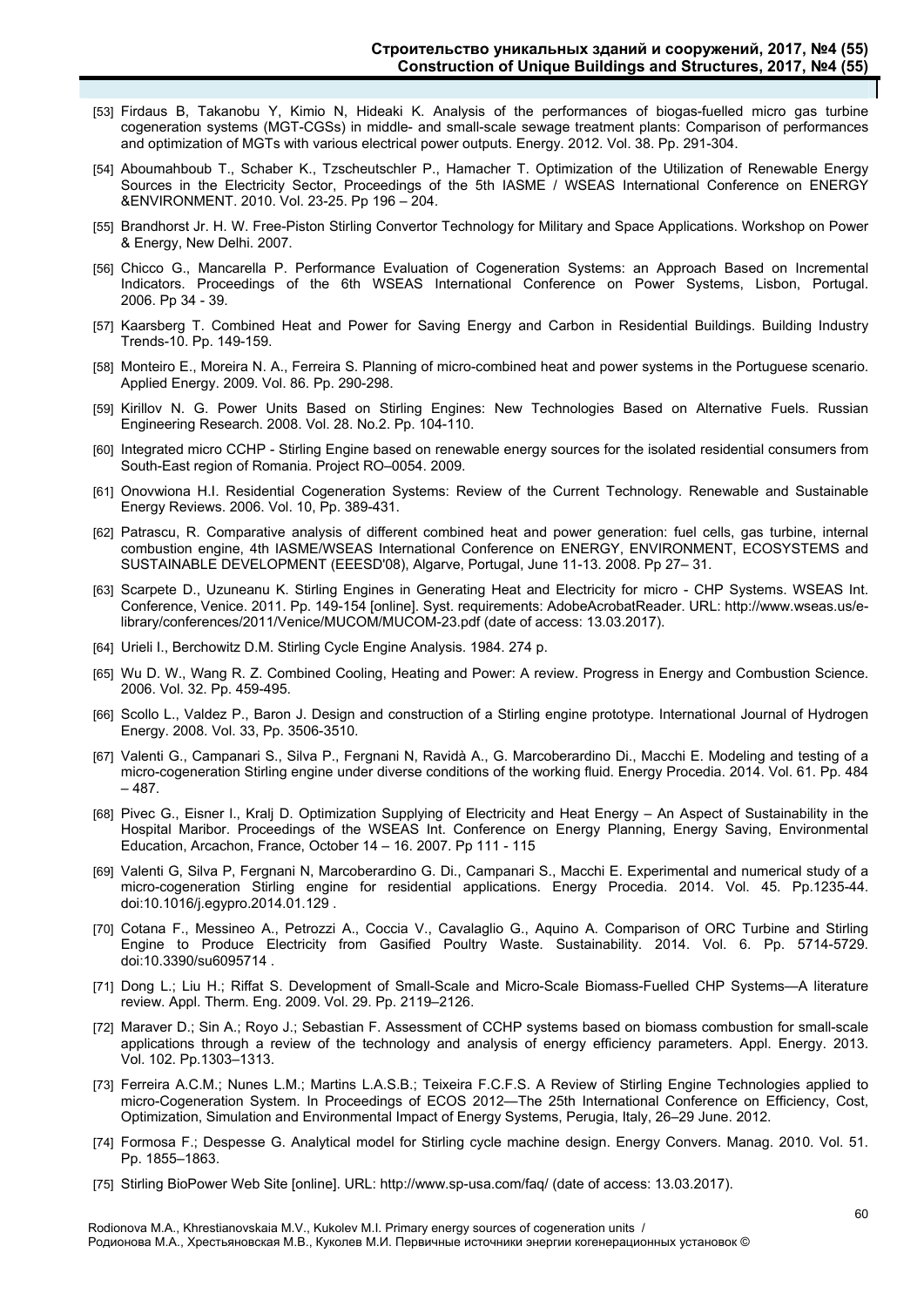[53] Firdaus B, Takanobu Y, Kimio N, Hideaki K. Analysis of the performances of biogas-fuelled micro gas turbine cogeneration systems (MGT-CGSs) in middle- and small-scale sewage treatment plants: Comparison of performances and optimization of MGTs with various electrical power outputs. Energy. 2012. Vol. 38. Pp. 291-304.

[54] Aboumahboub T., Schaber K., Tzscheutschler P., Hamacher T. Optimization of the Utilization of Renewable Energy Sources in the Electricity Sector, Proceedings of the 5th IASME / WSEAS International Conference on ENERGY &ENVIRONMENT. 2010. Vol. 23-25. Pp 196 – 204.

[55] Brandhorst Jr. H. W. Free-Piston Stirling Convertor Technology for Military and Space Applications. Workshop on Power & Energy, New Delhi. 2007.

[56] Chicco G., Mancarella P. Performance Evaluation of Cogeneration Systems: an Approach Based on Incremental Indicators. Proceedings of the 6th WSEAS International Conference on Power Systems, Lisbon, Portugal. 2006. Pp 34 - 39.

[57] Kaarsberg T. Combined Heat and Power for Saving Energy and Carbon in Residential Buildings. Building Industry Trends-10. Pp. 149-159.

[58] Monteiro E., Moreira N. A., Ferreira S. Planning of micro-combined heat and power systems in the Portuguese scenario. Applied Energy. 2009. Vol. 86. Pp. 290-298.

[59] Kirillov N. G. Power Units Based on Stirling Engines: New Technologies Based on Alternative Fuels. Russian Engineering Research. 2008. Vol. 28. No.2. Pp. 104-110.

[60] Integrated micro CCHP - Stirling Engine based on renewable energy sources for the isolated residential consumers from South-East region of Romania. Project RO–0054. 2009.

[61] Onovwiona H.I. Residential Cogeneration Systems: Review of the Current Technology. Renewable and Sustainable Energy Reviews. 2006. Vol. 10, Pp. 389-431.

[62] Patrascu, R. Comparative analysis of different combined heat and power generation: fuel cells, gas turbine, internal combustion engine, 4th IASME/WSEAS International Conference on ENERGY, ENVIRONMENT, ECOSYSTEMS and SUSTAINABLE DEVELOPMENT (EEESD'08), Algarve, Portugal, June 11-13. 2008. Pp 27– 31.

[63] Scarpete D., Uzuneanu K. Stirling Engines in Generating Heat and Electricity for micro - CHP Systems. WSEAS Int. Conference, Venice. 2011. Pp. 149-154 [online]. Syst. requirements: AdobeAcrobatReader. URL: http://www.wseas.us/e-library/conferences/2011/Venice/MUCOM/MUCOM-23.pdf (date of access: 13.03.2017).

[64] Urieli I., Berchowitz D.M. Stirling Cycle Engine Analysis. 1984. 274 p.

[65] Wu D. W., Wang R. Z. Combined Cooling, Heating and Power: A review. Progress in Energy and Combustion Science. 2006. Vol. 32. Pp. 459-495.

[66] Scollo L., Valdez P., Baron J. Design and construction of a Stirling engine prototype. International Journal of Hydrogen Energy. 2008. Vol. 33, Pp. 3506-3510.

[67] Valenti G., Campanari S., Silva P., Fergnani N, Ravidà A., G. Marcoberardino Di., Macchi E. Modeling and testing of a micro-cogeneration Stirling engine under diverse conditions of the working fluid. Energy Procedia. 2014. Vol. 61. Pp. 484 – 487.

[68] Pivec G., Eisner I., Kralj D. Optimization Supplying of Electricity and Heat Energy – An Aspect of Sustainability in the Hospital Maribor. Proceedings of the WSEAS Int. Conference on Energy Planning, Energy Saving, Environmental Education, Arcachon, France, October 14 – 16. 2007. Pp 111 - 115

[69] Valenti G, Silva P, Fergnani N, Marcoberardino G. Di., Campanari S., Macchi E. Experimental and numerical study of a micro-cogeneration Stirling engine for residential applications. Energy Procedia. 2014. Vol. 45. Pp.1235-44. doi:10.1016/j.egypro.2014.01.129 .

[70] Cotana F., Messineo A., Petrozzi A., Coccia V., Cavalaglio G., Aquino A. Comparison of ORC Turbine and Stirling Engine to Produce Electricity from Gasified Poultry Waste. Sustainability. 2014. Vol. 6. Pp. 5714-5729. doi:10.3390/su6095714 .

[71] Dong L.; Liu H.; Riffat S. Development of Small-Scale and Micro-Scale Biomass-Fuelled CHP Systems—A literature review. Appl. Therm. Eng. 2009. Vol. 29. Pp. 2119–2126.

[72] Maraver D.; Sin A.; Royo J.; Sebastian F. Assessment of CCHP systems based on biomass combustion for small-scale applications through a review of the technology and analysis of energy efficiency parameters. Appl. Energy. 2013. Vol. 102. Pp.1303–1313.

[73] Ferreira A.C.M.; Nunes L.M.; Martins L.A.S.B.; Teixeira F.C.F.S. A Review of Stirling Engine Technologies applied to micro-Cogeneration System. In Proceedings of ECOS 2012—The 25th International Conference on Efficiency, Cost, Optimization, Simulation and Environmental Impact of Energy Systems, Perugia, Italy, 26–29 June. 2012.

[74] Formosa F.; Despesse G. Analytical model for Stirling cycle machine design. Energy Convers. Manag. 2010. Vol. 51. Pp. 1855–1863.

[75] Stirling BioPower Web Site [online]. URL: http://www.sp-usa.com/faq/ (date of access: 13.03.2017).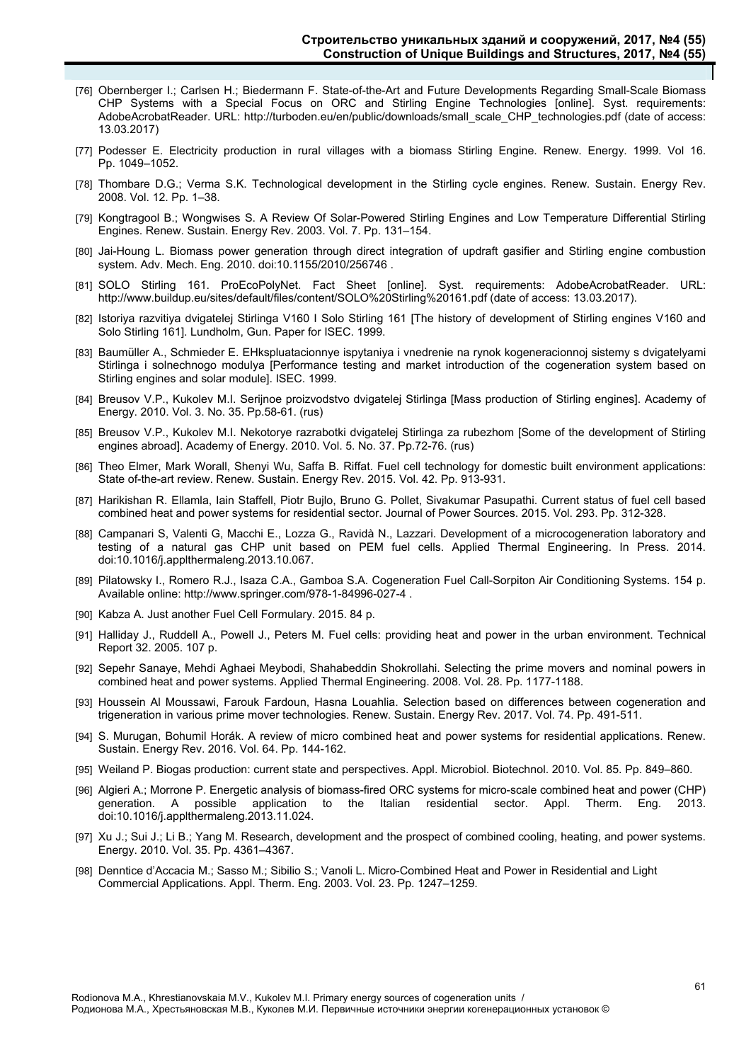[76] Obernberger I.; Carlsen H.; Biedermann F. State-of-the-Art and Future Developments Regarding Small-Scale Biomass CHP Systems with a Special Focus on ORC and Stirling Engine Technologies [online]. Syst. requirements: AdobeAcrobatReader. URL: http://turboden.eu/en/public/downloads/small_scale_CHP_technologies.pdf (date of access: 13.03.2017)

[77] Podesser E. Electricity production in rural villages with a biomass Stirling Engine. Renew. Energy. 1999. Vol 16. Pp. 1049–1052.

[78] Thombare D.G.; Verma S.K. Technological development in the Stirling cycle engines. Renew. Sustain. Energy Rev. 2008. Vol. 12. Pp. 1–38.

[79] Kongtragool B.; Wongwises S. A Review Of Solar-Powered Stirling Engines and Low Temperature Differential Stirling Engines. Renew. Sustain. Energy Rev. 2003. Vol. 7. Pp. 131–154.

[80] Jai-Houng L. Biomass power generation through direct integration of updraft gasifier and Stirling engine combustion system. Adv. Mech. Eng. 2010. doi:10.1155/2010/256746 .

[81] SOLO Stirling 161. ProEcoPolyNet. Fact Sheet [online]. Syst. requirements: AdobeAcrobatReader. URL: http://www.buildup.eu/sites/default/files/content/SOLO%20Stirling%20161.pdf (date of access: 13.03.2017).

[82] Istoriya razvitiya dvigatelej Stirlinga V160 I Solo Stirling 161 [The history of development of Stirling engines V160 and Solo Stirling 161]. Lundholm, Gun. Paper for ISEC. 1999.

[83] Baumüller A., Schmieder E. EHkspluatacionnye ispytaniya i vnedrenie na rynok kogeneracionnoj sistemy s dvigatelyami Stirlinga i solnechnogo modulya [Performance testing and market introduction of the cogeneration system based on Stirling engines and solar module]. ISEC. 1999.

[84] Breusov V.P., Kukolev M.I. Serijnoe proizvodstvo dvigatelej Stirlinga [Mass production of Stirling engines]. Academy of Energy. 2010. Vol. 3. No. 35. Pp.58-61. (rus)

[85] Breusov V.P., Kukolev M.I. Nekotorye razrabotki dvigatelej Stirlinga za rubezhom [Some of the development of Stirling engines abroad]. Academy of Energy. 2010. Vol. 5. No. 37. Pp.72-76. (rus)

[86] Theo Elmer, Mark Worall, Shenyi Wu, Saffa B. Riffat. Fuel cell technology for domestic built environment applications: State of-the-art review. Renew. Sustain. Energy Rev. 2015. Vol. 42. Pp. 913-931.

[87] Harikishan R. Ellamla, Iain Staffell, Piotr Bujlo, Bruno G. Pollet, Sivakumar Pasupathi. Current status of fuel cell based combined heat and power systems for residential sector. Journal of Power Sources. 2015. Vol. 293. Pp. 312-328.

[88] Campanari S, Valenti G, Macchi E., Lozza G., Ravidà N., Lazzari. Development of a microcogeneration laboratory and testing of a natural gas CHP unit based on PEM fuel cells. Applied Thermal Engineering. In Press. 2014. doi:10.1016/j.applthermaleng.2013.10.067.

[89] Pilatowsky I., Romero R.J., Isaza C.A., Gamboa S.A. Cogeneration Fuel Call-Sorpiton Air Conditioning Systems. 154 p. Available online: http://www.springer.com/978-1-84996-027-4 .

[90] Kabza A. Just another Fuel Cell Formulary. 2015. 84 p.

[91] Halliday J., Ruddell A., Powell J., Peters M. Fuel cells: providing heat and power in the urban environment. Technical Report 32. 2005. 107 p.

[92] Sepehr Sanaye, Mehdi Aghaei Meybodi, Shahabeddin Shokrollahi. Selecting the prime movers and nominal powers in combined heat and power systems. Applied Thermal Engineering. 2008. Vol. 28. Pp. 1177-1188.

[93] Houssein Al Moussawi, Farouk Fardoun, Hasna Louahlia. Selection based on differences between cogeneration and trigeneration in various prime mover technologies. Renew. Sustain. Energy Rev. 2017. Vol. 74. Pp. 491-511.

[94] S. Murugan, Bohumil Horák. A review of micro combined heat and power systems for residential applications. Renew. Sustain. Energy Rev. 2016. Vol. 64. Pp. 144-162.

[95] Weiland P. Biogas production: current state and perspectives. Appl. Microbiol. Biotechnol. 2010. Vol. 85. Pp. 849–860.

[96] Algieri A.; Morrone P. Energetic analysis of biomass-fired ORC systems for micro-scale combined heat and power (CHP) generation. A possible application to the Italian residential sector. Appl. Therm. Eng. 2013. doi:10.1016/j.applthermaleng.2013.11.024.

[97] Xu J.; Sui J.; Li B.; Yang M. Research, development and the prospect of combined cooling, heating, and power systems. Energy. 2010. Vol. 35. Pp. 4361–4367.

[98] Denntice d'Accacia M.; Sasso M.; Sibilio S.; Vanoli L. Micro-Combined Heat and Power in Residential and Light Commercial Applications. Appl. Therm. Eng. 2003. Vol. 23. Pp. 1247–1259.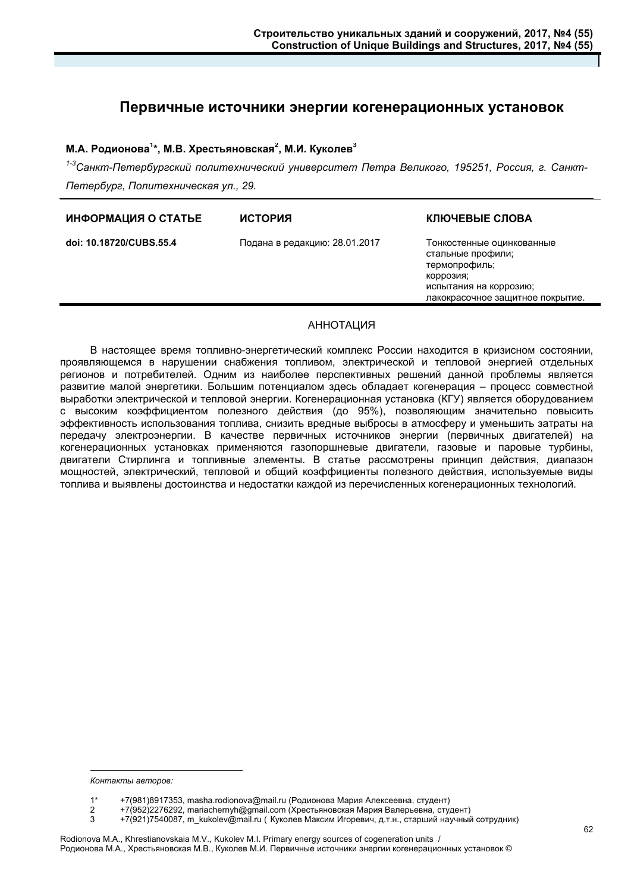# Первичные источники энергии когенерационных установок

**М.А. Родионова[1]*, М.В. Хрестьяновская[2], М.И. Куколев[3]**

*[1-3]Санкт-Петербургский политехнический университет Петра Великого, 195251, Россия, г. Санкт-Петербург, Политехническая ул., 29.*

| **ИНФОРМАЦИЯ О СТАТЬЕ** | **ИСТОРИЯ** | **КЛЮЧЕВЫЕ СЛОВА** |
|---|---|---|
| **doi: 10.18720/CUBS.55.4** | Подана в редакцию: 28.01.2017 | Тонкостенные оцинкованные стальные профили; термопрофиль; коррозия; испытания на коррозию; лакокрасочное защитное покрытие. |

## АННОТАЦИЯ

В настоящее время топливно-энергетический комплекс России находится в кризисном состоянии, проявляющемся в нарушении снабжения топливом, электрической и тепловой энергией отдельных регионов и потребителей. Одним из наиболее перспективных решений данной проблемы является развитие малой энергетики. Большим потенциалом здесь обладает когенерация – процесс совместной выработки электрической и тепловой энергии. Когенерационная установка (КГУ) является оборудованием с высоким коэффициентом полезного действия (до 95%), позволяющим значительно повысить эффективность использования топлива, снизить вредные выбросы в атмосферу и уменьшить затраты на передачу электроэнергии. В качестве первичных источников энергии (первичных двигателей) на когенерационных установках применяются газопоршневые двигатели, газовые и паровые турбины, двигатели Стирлинга и топливные элементы. В статье рассмотрены принцип действия, диапазон мощностей, электрический, тепловой и общий коэффициенты полезного действия, используемые виды топлива и выявлены достоинства и недостатки каждой из перечисленных когенерационных технологий.

---

*Контакты авторов:*

1* +7(981)8917353, masha.rodionova@mail.ru (Родионова Мария Алексеевна, студент)
2 +7(952)2276292, mariachernyh@gmail.com (Хрестьяновская Мария Валерьевна, студент)
3 +7(921)7540087, m_kukolev@mail.ru ( Куколев Максим Игоревич, д.т.н., старший научный сотрудник)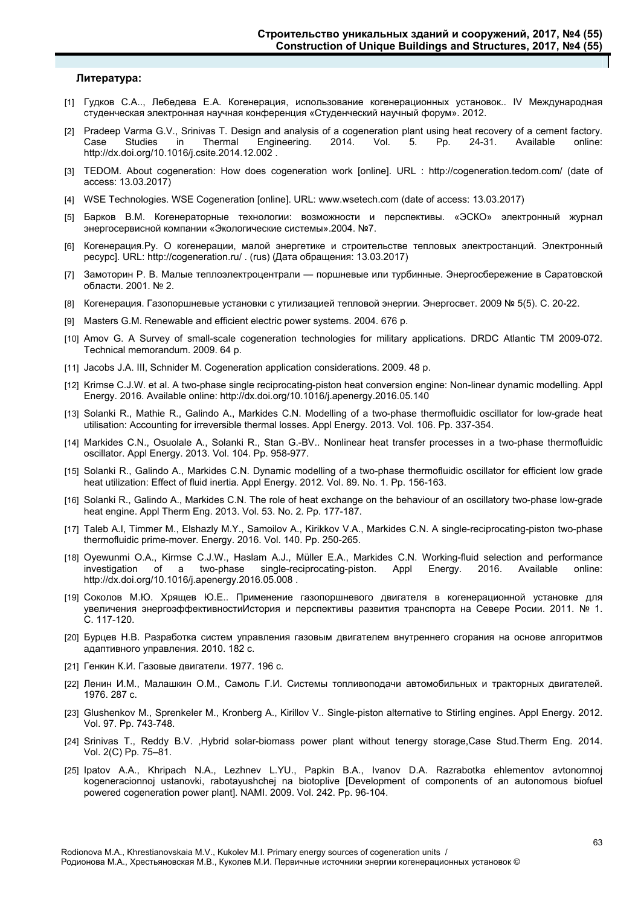**Литература:**

[1] Гудков С.А.., Лебедева Е.А. Когенерация, использование когенерационных установок.. IV Международная студенческая электронная научная конференция «Студенческий научный форум». 2012.

[2] Pradeep Varma G.V., Srinivas T. Design and analysis of a cogeneration plant using heat recovery of a cement factory. Case Studies in Thermal Engineering. 2014. Vol. 5. Pp. 24-31. Available online: http://dx.doi.org/10.1016/j.csite.2014.12.002 .

[3] TEDOM. About cogeneration: How does cogeneration work [online]. URL : http://cogeneration.tedom.com/ (date of access: 13.03.2017)

[4] WSE Technologies. WSE Cogeneration [online]. URL: www.wsetech.com (date of access: 13.03.2017)

[5] Барков В.М. Когенераторные технологии: возможности и перспективы. «ЭСКО» электронный журнал энергосервисной компании «Экологические системы».2004. №7.

[6] Когенерация.Ру. О когенерации, малой энергетике и строительстве тепловых электростанций. Электронный ресурс]. URL: http://cogeneration.ru/ . (rus) (Дата обращения: 13.03.2017)

[7] Замоторин Р. В. Малые теплоэлектроцентрали — поршневые или турбинные. Энергосбережение в Саратовской области. 2001. № 2.

[8] Когенерация. Газопоршневые установки с утилизацией тепловой энергии. Энергосвет. 2009 № 5(5). С. 20-22.

[9] Masters G.M. Renewable and efficient electric power systems. 2004. 676 p.

[10] Amov G. A Survey of small-scale cogeneration technologies for military applications. DRDC Atlantic TM 2009-072. Technical memorandum. 2009. 64 p.

[11] Jacobs J.A. III, Schnider M. Cogeneration application considerations. 2009. 48 p.

[12] Krimse C.J.W. et al. A two-phase single reciprocating-piston heat conversion engine: Non-linear dynamic modelling. Appl Energy. 2016. Available online: http://dx.doi.org/10.1016/j.apenergy.2016.05.140

[13] Solanki R., Mathie R., Galindo A., Markides C.N. Modelling of a two-phase thermofluidic oscillator for low-grade heat utilisation: Accounting for irreversible thermal losses. Appl Energy. 2013. Vol. 106. Pp. 337-354.

[14] Markides C.N., Osuolale A., Solanki R., Stan G.-BV.. Nonlinear heat transfer processes in a two-phase thermofluidic oscillator. Appl Energy. 2013. Vol. 104. Pp. 958-977.

[15] Solanki R., Galindo A., Markides C.N. Dynamic modelling of a two-phase thermofluidic oscillator for efficient low grade heat utilization: Effect of fluid inertia. Appl Energy. 2012. Vol. 89. No. 1. Pp. 156-163.

[16] Solanki R., Galindo A., Markides C.N. The role of heat exchange on the behaviour of an oscillatory two-phase low-grade heat engine. Appl Therm Eng. 2013. Vol. 53. No. 2. Pp. 177-187.

[17] Taleb A.I, Timmer M., Elshazly M.Y., Samoilov A., Kirikkov V.A., Markides C.N. A single-reciprocating-piston two-phase thermofluidic prime-mover. Energy. 2016. Vol. 140. Pp. 250-265.

[18] Oyewunmi O.A., Kirmse C.J.W., Haslam A.J., Müller E.A., Markides C.N. Working-fluid selection and performance investigation of a two-phase single-reciprocating-piston. Appl Energy. 2016. Available online: http://dx.doi.org/10.1016/j.apenergy.2016.05.008 .

[19] Соколов М.Ю. Хрящев Ю.Е.. Применение газопоршневого двигателя в когенерационной установке для увеличения энергоэффективностиИстория и перспективы развития транспорта на Севере Росии. 2011. № 1. С. 117-120.

[20] Бурцев Н.В. Разработка систем управления газовым двигателем внутреннего сгорания на основе алгоритмов адаптивного управления. 2010. 182 с.

[21] Генкин К.И. Газовые двигатели. 1977. 196 с.

[22] Ленин И.М., Малашкин О.М., Самоль Г.И. Системы топливоподачи автомобильных и тракторных двигателей. 1976. 287 с.

[23] Glushenkov M., Sprenkeler M., Kronberg A., Kirillov V.. Single-piston alternative to Stirling engines. Appl Energy. 2012. Vol. 97. Pp. 743-748.

[24] Srinivas T., Reddy B.V. ,Hybrid solar-biomass power plant without tenergy storage,Case Stud.Therm Eng. 2014. Vol. 2(C) Pp. 75–81.

[25] Ipatov A.A., Khripach N.A., Lezhnev L.YU., Papkin B.A., Ivanov D.A. Razrabotka ehlementov avtonomnoj kogeneracionnoj ustanovki, rabotayushchej na biotoplive [Development of components of an autonomous biofuel powered cogeneration power plant]. NAMI. 2009. Vol. 242. Pp. 96-104.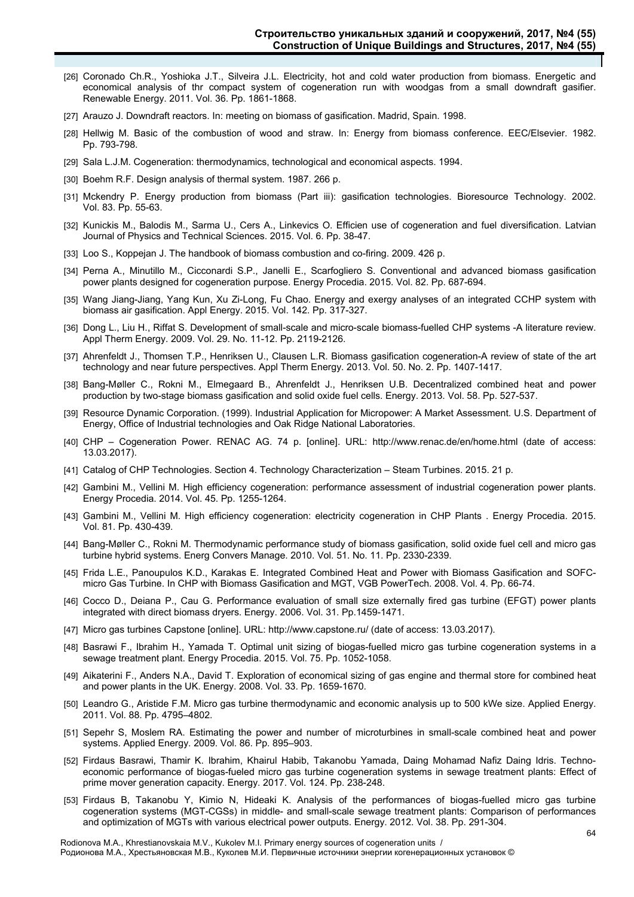[26] Coronado Ch.R., Yoshioka J.T., Silveira J.L. Electricity, hot and cold water production from biomass. Energetic and economical analysis of thr compact system of cogeneration run with woodgas from a small downdraft gasifier. Renewable Energy. 2011. Vol. 36. Pp. 1861-1868.

[27] Arauzo J. Downdraft reactors. In: meeting on biomass of gasification. Madrid, Spain. 1998.

[28] Hellwig M. Basic of the combustion of wood and straw. In: Energy from biomass conference. EEC/Elsevier. 1982. Pp. 793-798.

[29] Sala L.J.M. Cogeneration: thermodynamics, technological and economical aspects. 1994.

[30] Boehm R.F. Design analysis of thermal system. 1987. 266 p.

[31] Mckendry P. Energy production from biomass (Part iii): gasification technologies. Bioresource Technology. 2002. Vol. 83. Pp. 55-63.

[32] Kunickis M., Balodis M., Sarma U., Cers A., Linkevics O. Efficien use of cogeneration and fuel diversification. Latvian Journal of Physics and Technical Sciences. 2015. Vol. 6. Pp. 38-47.

[33] Loo S., Koppejan J. The handbook of biomass combustion and co-firing. 2009. 426 p.

[34] Perna A., Minutillo M., Cicconardi S.P., Janelli E., Scarfogliero S. Conventional and advanced biomass gasification power plants designed for cogeneration purpose. Energy Procedia. 2015. Vol. 82. Pp. 687-694.

[35] Wang Jiang-Jiang, Yang Kun, Xu Zi-Long, Fu Chao. Energy and exergy analyses of an integrated CCHP system with biomass air gasification. Appl Energy. 2015. Vol. 142. Pp. 317-327.

[36] Dong L., Liu H., Riffat S. Development of small-scale and micro-scale biomass-fuelled CHP systems -A literature review. Appl Therm Energy. 2009. Vol. 29. No. 11-12. Pp. 2119-2126.

[37] Ahrenfeldt J., Thomsen T.P., Henriksen U., Clausen L.R. Biomass gasification cogeneration-A review of state of the art technology and near future perspectives. Appl Therm Energy. 2013. Vol. 50. No. 2. Pp. 1407-1417.

[38] Bang-Møller C., Rokni M., Elmegaard B., Ahrenfeldt J., Henriksen U.B. Decentralized combined heat and power production by two-stage biomass gasification and solid oxide fuel cells. Energy. 2013. Vol. 58. Pp. 527-537.

[39] Resource Dynamic Corporation. (1999). Industrial Application for Micropower: A Market Assessment. U.S. Department of Energy, Office of Industrial technologies and Oak Ridge National Laboratories.

[40] CHP – Cogeneration Power. RENAC AG. 74 p. [online]. URL: http://www.renac.de/en/home.html (date of access: 13.03.2017).

[41] Catalog of CHP Technologies. Section 4. Technology Characterization – Steam Turbines. 2015. 21 p.

[42] Gambini M., Vellini M. High efficiency cogeneration: performance assessment of industrial cogeneration power plants. Energy Procedia. 2014. Vol. 45. Pp. 1255-1264.

[43] Gambini M., Vellini M. High efficiency cogeneration: electricity cogeneration in CHP Plants . Energy Procedia. 2015. Vol. 81. Pp. 430-439.

[44] Bang-Møller C., Rokni M. Thermodynamic performance study of biomass gasification, solid oxide fuel cell and micro gas turbine hybrid systems. Energ Convers Manage. 2010. Vol. 51. No. 11. Pp. 2330-2339.

[45] Frida L.E., Panoupulos K.D., Karakas E. Integrated Combined Heat and Power with Biomass Gasification and SOFC-micro Gas Turbine. In CHP with Biomass Gasification and MGT, VGB PowerTech. 2008. Vol. 4. Pp. 66-74.

[46] Cocco D., Deiana P., Cau G. Performance evaluation of small size externally fired gas turbine (EFGT) power plants integrated with direct biomass dryers. Energy. 2006. Vol. 31. Pp.1459-1471.

[47] Micro gas turbines Capstone [online]. URL: http://www.capstone.ru/ (date of access: 13.03.2017).

[48] Basrawi F., Ibrahim H., Yamada T. Optimal unit sizing of biogas-fuelled micro gas turbine cogeneration systems in a sewage treatment plant. Energy Procedia. 2015. Vol. 75. Pp. 1052-1058.

[49] Aikaterini F., Anders N.A., David T. Exploration of economical sizing of gas engine and thermal store for combined heat and power plants in the UK. Energy. 2008. Vol. 33. Pp. 1659-1670.

[50] Leandro G., Aristide F.M. Micro gas turbine thermodynamic and economic analysis up to 500 kWe size. Applied Energy. 2011. Vol. 88. Pp. 4795–4802.

[51] Sepehr S, Moslem RA. Estimating the power and number of microturbines in small-scale combined heat and power systems. Applied Energy. 2009. Vol. 86. Pp. 895–903.

[52] Firdaus Basrawi, Thamir K. Ibrahim, Khairul Habib, Takanobu Yamada, Daing Mohamad Nafiz Daing Idris. Techno-economic performance of biogas-fueled micro gas turbine cogeneration systems in sewage treatment plants: Effect of prime mover generation capacity. Energy. 2017. Vol. 124. Pp. 238-248.

[53] Firdaus B, Takanobu Y, Kimio N, Hideaki K. Analysis of the performances of biogas-fuelled micro gas turbine cogeneration systems (MGT-CGSs) in middle- and small-scale sewage treatment plants: Comparison of performances and optimization of MGTs with various electrical power outputs. Energy. 2012. Vol. 38. Pp. 291-304.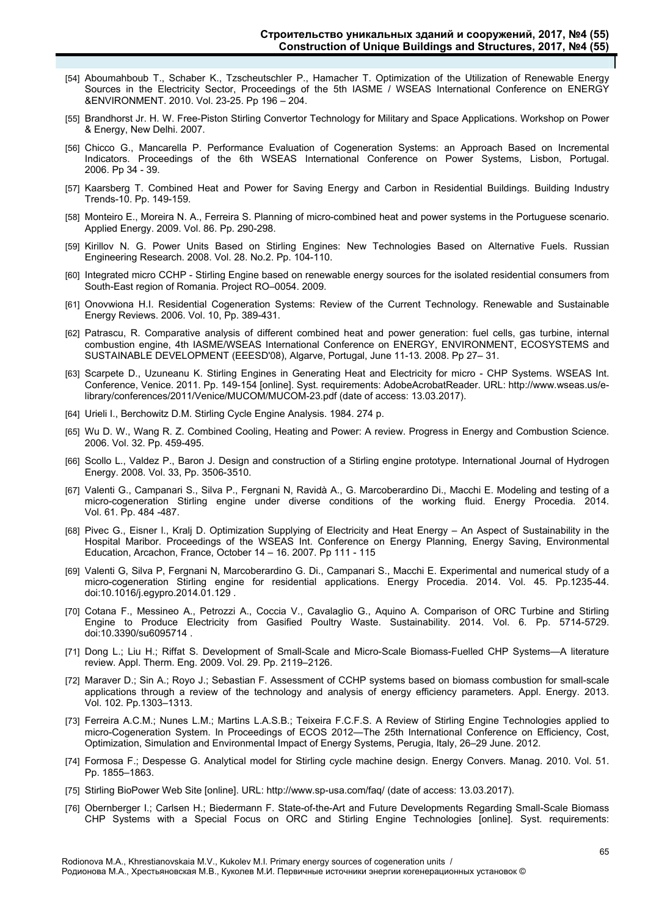[54] Aboumahboub T., Schaber K., Tzscheutschler P., Hamacher T. Optimization of the Utilization of Renewable Energy Sources in the Electricity Sector, Proceedings of the 5th IASME / WSEAS International Conference on ENERGY &ENVIRONMENT. 2010. Vol. 23-25. Pp 196 – 204.

[55] Brandhorst Jr. H. W. Free-Piston Stirling Convertor Technology for Military and Space Applications. Workshop on Power & Energy, New Delhi. 2007.

[56] Chicco G., Mancarella P. Performance Evaluation of Cogeneration Systems: an Approach Based on Incremental Indicators. Proceedings of the 6th WSEAS International Conference on Power Systems, Lisbon, Portugal. 2006. Pp 34 - 39.

[57] Kaarsberg T. Combined Heat and Power for Saving Energy and Carbon in Residential Buildings. Building Industry Trends-10. Pp. 149-159.

[58] Monteiro E., Moreira N. A., Ferreira S. Planning of micro-combined heat and power systems in the Portuguese scenario. Applied Energy. 2009. Vol. 86. Pp. 290-298.

[59] Kirillov N. G. Power Units Based on Stirling Engines: New Technologies Based on Alternative Fuels. Russian Engineering Research. 2008. Vol. 28. No.2. Pp. 104-110.

[60] Integrated micro CCHP - Stirling Engine based on renewable energy sources for the isolated residential consumers from South-East region of Romania. Project RO–0054. 2009.

[61] Onovwiona H.I. Residential Cogeneration Systems: Review of the Current Technology. Renewable and Sustainable Energy Reviews. 2006. Vol. 10, Pp. 389-431.

[62] Patrascu, R. Comparative analysis of different combined heat and power generation: fuel cells, gas turbine, internal combustion engine, 4th IASME/WSEAS International Conference on ENERGY, ENVIRONMENT, ECOSYSTEMS and SUSTAINABLE DEVELOPMENT (EEESD'08), Algarve, Portugal, June 11-13. 2008. Pp 27– 31.

[63] Scarpete D., Uzuneanu K. Stirling Engines in Generating Heat and Electricity for micro - CHP Systems. WSEAS Int. Conference, Venice. 2011. Pp. 149-154 [online]. Syst. requirements: AdobeAcrobatReader. URL: http://www.wseas.us/e-library/conferences/2011/Venice/MUCOM/MUCOM-23.pdf (date of access: 13.03.2017).

[64] Urieli I., Berchowitz D.M. Stirling Cycle Engine Analysis. 1984. 274 p.

[65] Wu D. W., Wang R. Z. Combined Cooling, Heating and Power: A review. Progress in Energy and Combustion Science. 2006. Vol. 32. Pp. 459-495.

[66] Scollo L., Valdez P., Baron J. Design and construction of a Stirling engine prototype. International Journal of Hydrogen Energy. 2008. Vol. 33, Pp. 3506-3510.

[67] Valenti G., Campanari S., Silva P., Fergnani N, Ravidà A., G. Marcoberardino Di., Macchi E. Modeling and testing of a micro-cogeneration Stirling engine under diverse conditions of the working fluid. Energy Procedia. 2014. Vol. 61. Pp. 484 -487.

[68] Pivec G., Eisner I., Kralj D. Optimization Supplying of Electricity and Heat Energy – An Aspect of Sustainability in the Hospital Maribor. Proceedings of the WSEAS Int. Conference on Energy Planning, Energy Saving, Environmental Education, Arcachon, France, October 14 – 16. 2007. Pp 111 - 115

[69] Valenti G, Silva P, Fergnani N, Marcoberardino G. Di., Campanari S., Macchi E. Experimental and numerical study of a micro-cogeneration Stirling engine for residential applications. Energy Procedia. 2014. Vol. 45. Pp.1235-44. doi:10.1016/j.egypro.2014.01.129 .

[70] Cotana F., Messineo A., Petrozzi A., Coccia V., Cavalaglio G., Aquino A. Comparison of ORC Turbine and Stirling Engine to Produce Electricity from Gasified Poultry Waste. Sustainability. 2014. Vol. 6. Pp. 5714-5729. doi:10.3390/su6095714 .

[71] Dong L.; Liu H.; Riffat S. Development of Small-Scale and Micro-Scale Biomass-Fuelled CHP Systems—A literature review. Appl. Therm. Eng. 2009. Vol. 29. Pp. 2119–2126.

[72] Maraver D.; Sin A.; Royo J.; Sebastian F. Assessment of CCHP systems based on biomass combustion for small-scale applications through a review of the technology and analysis of energy efficiency parameters. Appl. Energy. 2013. Vol. 102. Pp.1303–1313.

[73] Ferreira A.C.M.; Nunes L.M.; Martins L.A.S.B.; Teixeira F.C.F.S. A Review of Stirling Engine Technologies applied to micro-Cogeneration System. In Proceedings of ECOS 2012—The 25th International Conference on Efficiency, Cost, Optimization, Simulation and Environmental Impact of Energy Systems, Perugia, Italy, 26–29 June. 2012.

[74] Formosa F.; Despesse G. Analytical model for Stirling cycle machine design. Energy Convers. Manag. 2010. Vol. 51. Pp. 1855–1863.

[75] Stirling BioPower Web Site [online]. URL: http://www.sp-usa.com/faq/ (date of access: 13.03.2017).

[76] Obernberger I.; Carlsen H.; Biedermann F. State-of-the-Art and Future Developments Regarding Small-Scale Biomass CHP Systems with a Special Focus on ORC and Stirling Engine Technologies [online]. Syst. requirements: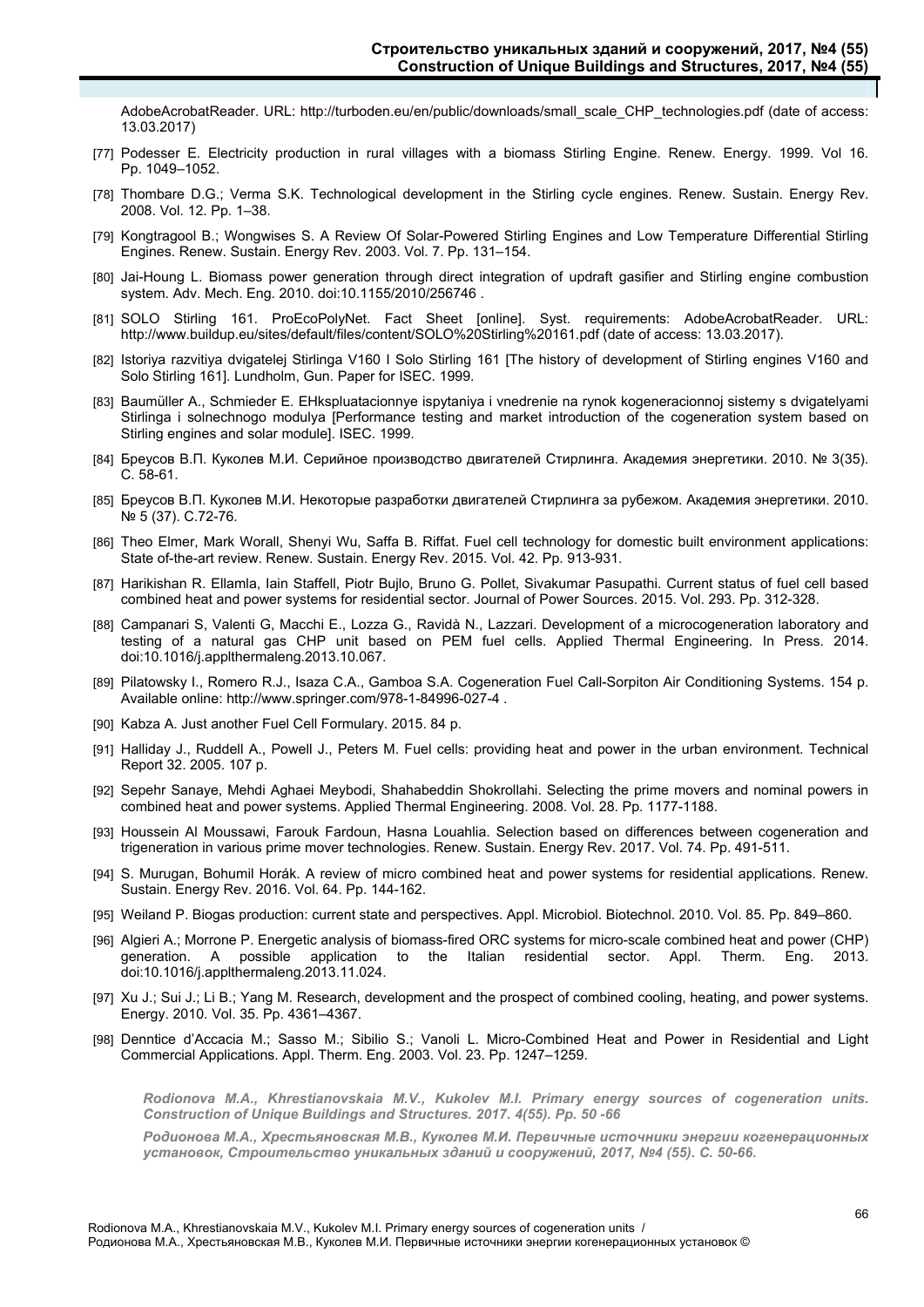AdobeAcrobatReader. URL: http://turboden.eu/en/public/downloads/small_scale_CHP_technologies.pdf (date of access: 13.03.2017)

[77] Podesser E. Electricity production in rural villages with a biomass Stirling Engine. Renew. Energy. 1999. Vol 16. Pp. 1049–1052.

[78] Thombare D.G.; Verma S.K. Technological development in the Stirling cycle engines. Renew. Sustain. Energy Rev. 2008. Vol. 12. Pp. 1–38.

[79] Kongtragool B.; Wongwises S. A Review Of Solar-Powered Stirling Engines and Low Temperature Differential Stirling Engines. Renew. Sustain. Energy Rev. 2003. Vol. 7. Pp. 131–154.

[80] Jai-Houng L. Biomass power generation through direct integration of updraft gasifier and Stirling engine combustion system. Adv. Mech. Eng. 2010. doi:10.1155/2010/256746 .

[81] SOLO Stirling 161. ProEcoPolyNet. Fact Sheet [online]. Syst. requirements: AdobeAcrobatReader. URL: http://www.buildup.eu/sites/default/files/content/SOLO%20Stirling%20161.pdf (date of access: 13.03.2017).

[82] Istoriya razvitiya dvigatelej Stirlinga V160 I Solo Stirling 161 [The history of development of Stirling engines V160 and Solo Stirling 161]. Lundholm, Gun. Paper for ISEC. 1999.

[83] Baumüller A., Schmieder E. EHkspluatacionnye ispytaniya i vnedrenie na rynok kogeneracionnoj sistemy s dvigatelyami Stirlinga i solnechnogo modulya [Performance testing and market introduction of the cogeneration system based on Stirling engines and solar module]. ISEC. 1999.

[84] Бреусов В.П. Куколев М.И. Серийное производство двигателей Стирлинга. Академия энергетики. 2010. № 3(35). С. 58-61.

[85] Бреусов В.П. Куколев М.И. Некоторые разработки двигателей Стирлинга за рубежом. Академия энергетики. 2010. № 5 (37). С.72-76.

[86] Theo Elmer, Mark Worall, Shenyi Wu, Saffa B. Riffat. Fuel cell technology for domestic built environment applications: State of-the-art review. Renew. Sustain. Energy Rev. 2015. Vol. 42. Pp. 913-931.

[87] Harikishan R. Ellamla, Iain Staffell, Piotr Bujlo, Bruno G. Pollet, Sivakumar Pasupathi. Current status of fuel cell based combined heat and power systems for residential sector. Journal of Power Sources. 2015. Vol. 293. Pp. 312-328.

[88] Campanari S, Valenti G, Macchi E., Lozza G., Ravidà N., Lazzari. Development of a microcogeneration laboratory and testing of a natural gas CHP unit based on PEM fuel cells. Applied Thermal Engineering. In Press. 2014. doi:10.1016/j.applthermaleng.2013.10.067.

[89] Pilatowsky I., Romero R.J., Isaza C.A., Gamboa S.A. Cogeneration Fuel Call-Sorpiton Air Conditioning Systems. 154 p. Available online: http://www.springer.com/978-1-84996-027-4 .

[90] Kabza A. Just another Fuel Cell Formulary. 2015. 84 p.

[91] Halliday J., Ruddell A., Powell J., Peters M. Fuel cells: providing heat and power in the urban environment. Technical Report 32. 2005. 107 p.

[92] Sepehr Sanaye, Mehdi Aghaei Meybodi, Shahabeddin Shokrollahi. Selecting the prime movers and nominal powers in combined heat and power systems. Applied Thermal Engineering. 2008. Vol. 28. Pp. 1177-1188.

[93] Houssein Al Moussawi, Farouk Fardoun, Hasna Louahlia. Selection based on differences between cogeneration and trigeneration in various prime mover technologies. Renew. Sustain. Energy Rev. 2017. Vol. 74. Pp. 491-511.

[94] S. Murugan, Bohumil Horák. A review of micro combined heat and power systems for residential applications. Renew. Sustain. Energy Rev. 2016. Vol. 64. Pp. 144-162.

[95] Weiland P. Biogas production: current state and perspectives. Appl. Microbiol. Biotechnol. 2010. Vol. 85. Pp. 849–860.

[96] Algieri A.; Morrone P. Energetic analysis of biomass-fired ORC systems for micro-scale combined heat and power (CHP) generation. A possible application to the Italian residential sector. Appl. Therm. Eng. 2013. doi:10.1016/j.applthermaleng.2013.11.024.

[97] Xu J.; Sui J.; Li B.; Yang M. Research, development and the prospect of combined cooling, heating, and power systems. Energy. 2010. Vol. 35. Pp. 4361–4367.

[98] Denntice d'Accacia M.; Sasso M.; Sibilio S.; Vanoli L. Micro-Combined Heat and Power in Residential and Light Commercial Applications. Appl. Therm. Eng. 2003. Vol. 23. Pp. 1247–1259.

***Rodionova M.A., Khrestianovskaia M.V., Kukolev M.I. Primary energy sources of cogeneration units. Construction of Unique Buildings and Structures. 2017. 4(55). Pp. 50 -66***

***Родионова М.А., Хрестьяновская М.В., Куколев М.И. Первичные источники энергии когенерационных установок, Строительство уникальных зданий и сооружений, 2017, №4 (55). С. 50-66.***